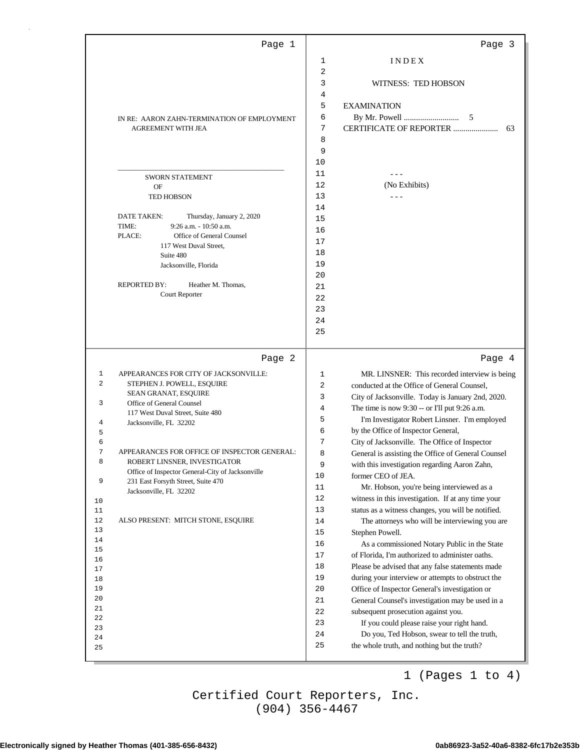IN RE: AARON ZAHN-TERMINATION OF EMPLOYMENT AGREEMENT WITH JEA

---

SWORN STATEMENT
OF
TED HOBSON

DATE TAKEN: Thursday, January 2, 2020
TIME: 9:26 a.m. - 10:50 a.m.
PLACE: Office of General Counsel
117 West Duval Street,
Suite 480
Jacksonville, Florida

REPORTED BY: Heather M. Thomas,
Court Reporter

---

1 APPEARANCES FOR CITY OF JACKSONVILLE:
2 STEPHEN J. POWELL, ESQUIRE
SEAN GRANAT, ESQUIRE
3 Office of General Counsel
117 West Duval Street, Suite 480
4 Jacksonville, FL 32202
5
6
7 APPEARANCES FOR OFFICE OF INSPECTOR GENERAL:
8 ROBERT LINSNER, INVESTIGATOR
Office of Inspector General-City of Jacksonville
9 231 East Forsyth Street, Suite 470
Jacksonville, FL 32202
10
11
12 ALSO PRESENT: MITCH STONE, ESQUIRE
13
14
15
16
17
18
19
20
21
22
23
24
25

---

1 I N D E X
2
3 WITNESS: TED HOBSON
4
5 EXAMINATION
6 By Mr. Powell ........................... 5
7 CERTIFICATE OF REPORTER ...................... 63
8
9
10
11 - - -
12 (No Exhibits)
13 - - -
14
15
16
17
18
19
20
21
22
23
24
25

---

1 MR. LINSNER: This recorded interview is being
2 conducted at the Office of General Counsel,
3 City of Jacksonville. Today is January 2nd, 2020.
4 The time is now 9:30 -- or I'll put 9:26 a.m.
5 I'm Investigator Robert Linsner. I'm employed
6 by the Office of Inspector General,
7 City of Jacksonville. The Office of Inspector
8 General is assisting the Office of General Counsel
9 with this investigation regarding Aaron Zahn,
10 former CEO of JEA.
11 Mr. Hobson, you're being interviewed as a
12 witness in this investigation. If at any time your
13 status as a witness changes, you will be notified.
14 The attorneys who will be interviewing you are
15 Stephen Powell.
16 As a commissioned Notary Public in the State
17 of Florida, I'm authorized to administer oaths.
18 Please be advised that any false statements made
19 during your interview or attempts to obstruct the
20 Office of Inspector General's investigation or
21 General Counsel's investigation may be used in a
22 subsequent prosecution against you.
23 If you could please raise your right hand.
24 Do you, Ted Hobson, swear to tell the truth,
25 the whole truth, and nothing but the truth?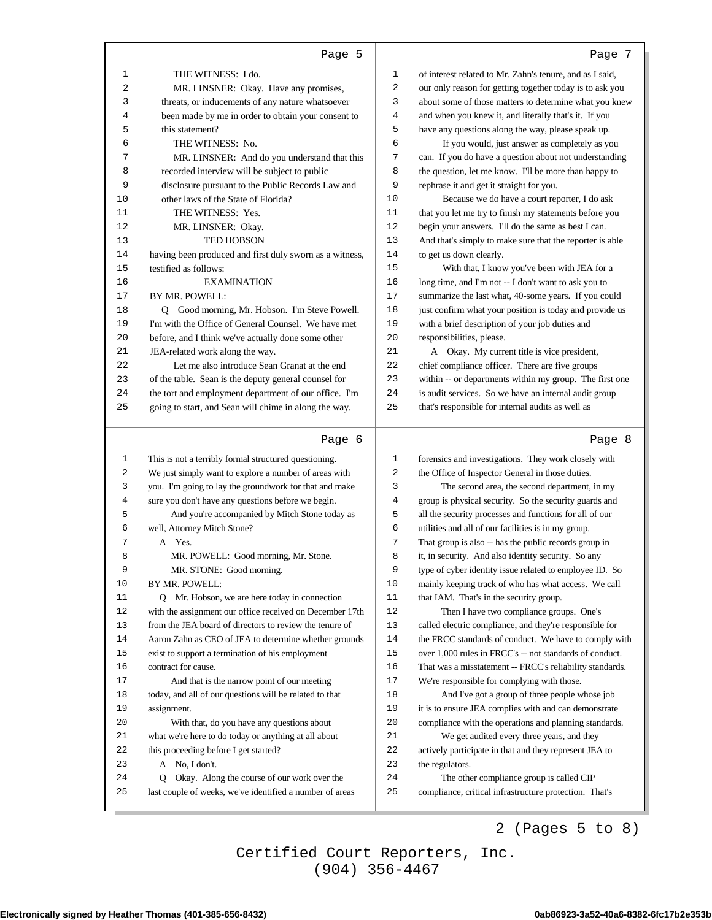THE WITNESS: I do.

MR. LINSNER: Okay. Have any promises, threats, or inducements of any nature whatsoever been made by me in order to obtain your consent to this statement?

THE WITNESS: No.

MR. LINSNER: And do you understand that this recorded interview will be subject to public disclosure pursuant to the Public Records Law and other laws of the State of Florida?

THE WITNESS: Yes.

MR. LINSNER: Okay.

TED HOBSON

having been produced and first duly sworn as a witness, testified as follows:

EXAMINATION

BY MR. POWELL:

Q Good morning, Mr. Hobson. I'm Steve Powell. I'm with the Office of General Counsel. We have met before, and I think we've actually done some other JEA-related work along the way.

Let me also introduce Sean Granat at the end of the table. Sean is the deputy general counsel for the tort and employment department of our office. I'm going to start, and Sean will chime in along the way.

This is not a terribly formal structured questioning. We just simply want to explore a number of areas with you. I'm going to lay the groundwork for that and make sure you don't have any questions before we begin.

And you're accompanied by Mitch Stone today as well, Attorney Mitch Stone?

A Yes.

MR. POWELL: Good morning, Mr. Stone.

MR. STONE: Good morning.

BY MR. POWELL:

Q Mr. Hobson, we are here today in connection with the assignment our office received on December 17th from the JEA board of directors to review the tenure of Aaron Zahn as CEO of JEA to determine whether grounds exist to support a termination of his employment contract for cause.

And that is the narrow point of our meeting today, and all of our questions will be related to that assignment.

With that, do you have any questions about what we're here to do today or anything at all about this proceeding before I get started?

A No, I don't.

Q Okay. Along the course of our work over the last couple of weeks, we've identified a number of areas of interest related to Mr. Zahn's tenure, and as I said, our only reason for getting together today is to ask you about some of those matters to determine what you knew and when you knew it, and literally that's it. If you have any questions along the way, please speak up.

If you would, just answer as completely as you can. If you do have a question about not understanding the question, let me know. I'll be more than happy to rephrase it and get it straight for you.

Because we do have a court reporter, I do ask that you let me try to finish my statements before you begin your answers. I'll do the same as best I can. And that's simply to make sure that the reporter is able to get us down clearly.

With that, I know you've been with JEA for a long time, and I'm not -- I don't want to ask you to summarize the last what, 40-some years. If you could just confirm what your position is today and provide us with a brief description of your job duties and responsibilities, please.

A Okay. My current title is vice president, chief compliance officer. There are five groups within -- or departments within my group. The first one is audit services. So we have an internal audit group that's responsible for internal audits as well as forensics and investigations. They work closely with the Office of Inspector General in those duties.

The second area, the second department, in my group is physical security. So the security guards and all the security processes and functions for all of our utilities and all of our facilities is in my group. That group is also -- has the public records group in it, in security. And also identity security. So any type of cyber identity issue related to employee ID. So mainly keeping track of who has what access. We call that IAM. That's in the security group.

Then I have two compliance groups. One's called electric compliance, and they're responsible for the FRCC standards of conduct. We have to comply with over 1,000 rules in FRCC's -- not standards of conduct. That was a misstatement -- FRCC's reliability standards. We're responsible for complying with those.

And I've got a group of three people whose job it is to ensure JEA complies with and can demonstrate compliance with the operations and planning standards.

We get audited every three years, and they actively participate in that and they represent JEA to the regulators.

The other compliance group is called CIP compliance, critical infrastructure protection. That's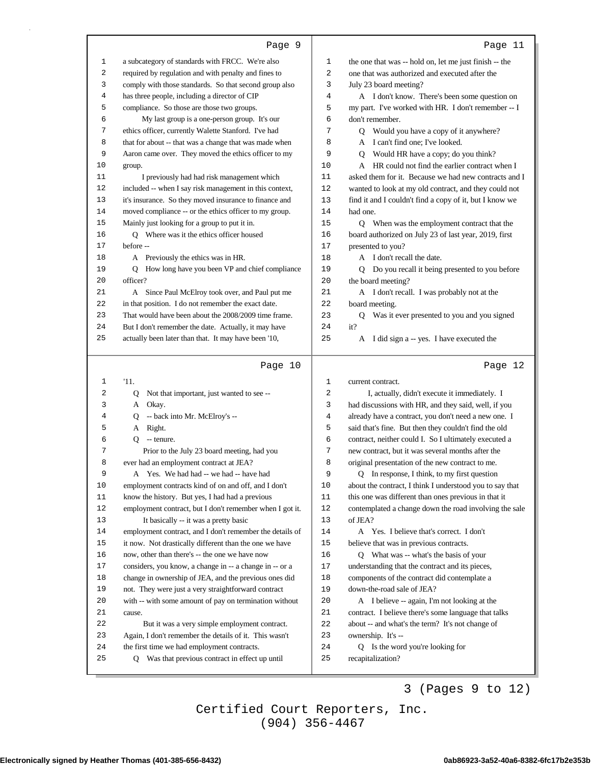Page 9

1 a subcategory of standards with FRCC. We're also
2 required by regulation and with penalty and fines to
3 comply with those standards. So that second group also
4 has three people, including a director of CIP
5 compliance. So those are those two groups.
6 My last group is a one-person group. It's our
7 ethics officer, currently Walette Stanford. I've had
8 that for about -- that was a change that was made when
9 Aaron came over. They moved the ethics officer to my
10 group.
11 I previously had had risk management which
12 included -- when I say risk management in this context,
13 it's insurance. So they moved insurance to finance and
14 moved compliance -- or the ethics officer to my group.
15 Mainly just looking for a group to put it in.
16 Q Where was it the ethics officer housed
17 before --
18 A Previously the ethics was in HR.
19 Q How long have you been VP and chief compliance
20 officer?
21 A Since Paul McElroy took over, and Paul put me
22 in that position. I do not remember the exact date.
23 That would have been about the 2008/2009 time frame.
24 But I don't remember the date. Actually, it may have
25 actually been later than that. It may have been '10,

Page 10

1 '11.
2 Q Not that important, just wanted to see --
3 A Okay.
4 Q -- back into Mr. McElroy's --
5 A Right.
6 Q -- tenure.
7 Prior to the July 23 board meeting, had you
8 ever had an employment contract at JEA?
9 A Yes. We had had -- we had -- have had
10 employment contracts kind of on and off, and I don't
11 know the history. But yes, I had had a previous
12 employment contract, but I don't remember when I got it.
13 It basically -- it was a pretty basic
14 employment contract, and I don't remember the details of
15 it now. Not drastically different than the one we have
16 now, other than there's -- the one we have now
17 considers, you know, a change in -- a change in -- or a
18 change in ownership of JEA, and the previous ones did
19 not. They were just a very straightforward contract
20 with -- with some amount of pay on termination without
21 cause.
22 But it was a very simple employment contract.
23 Again, I don't remember the details of it. This wasn't
24 the first time we had employment contracts.
25 Q Was that previous contract in effect up until

Page 11

1 the one that was -- hold on, let me just finish -- the
2 one that was authorized and executed after the
3 July 23 board meeting?
4 A I don't know. There's been some question on
5 my part. I've worked with HR. I don't remember -- I
6 don't remember.
7 Q Would you have a copy of it anywhere?
8 A I can't find one; I've looked.
9 Q Would HR have a copy; do you think?
10 A HR could not find the earlier contract when I
11 asked them for it. Because we had new contracts and I
12 wanted to look at my old contract, and they could not
13 find it and I couldn't find a copy of it, but I know we
14 had one.
15 Q When was the employment contract that the
16 board authorized on July 23 of last year, 2019, first
17 presented to you?
18 A I don't recall the date.
19 Q Do you recall it being presented to you before
20 the board meeting?
21 A I don't recall. I was probably not at the
22 board meeting.
23 Q Was it ever presented to you and you signed
24 it?
25 A I did sign a -- yes. I have executed the

Page 12

1 current contract.
2 I, actually, didn't execute it immediately. I
3 had discussions with HR, and they said, well, if you
4 already have a contract, you don't need a new one. I
5 said that's fine. But then they couldn't find the old
6 contract, neither could I. So I ultimately executed a
7 new contract, but it was several months after the
8 original presentation of the new contract to me.
9 Q In response, I think, to my first question
10 about the contract, I think I understood you to say that
11 this one was different than ones previous in that it
12 contemplated a change down the road involving the sale
13 of JEA?
14 A Yes. I believe that's correct. I don't
15 believe that was in previous contracts.
16 Q What was -- what's the basis of your
17 understanding that the contract and its pieces,
18 components of the contract did contemplate a
19 down-the-road sale of JEA?
20 A I believe -- again, I'm not looking at the
21 contract. I believe there's some language that talks
22 about -- and what's the term? It's not change of
23 ownership. It's --
24 Q Is the word you're looking for
25 recapitalization?

3 (Pages 9 to 12)

Certified Court Reporters, Inc.
(904) 356-4467

Electronically signed by Heather Thomas (401-385-656-8432) 0ab86923-3a52-40a6-8382-6fc17b2e353b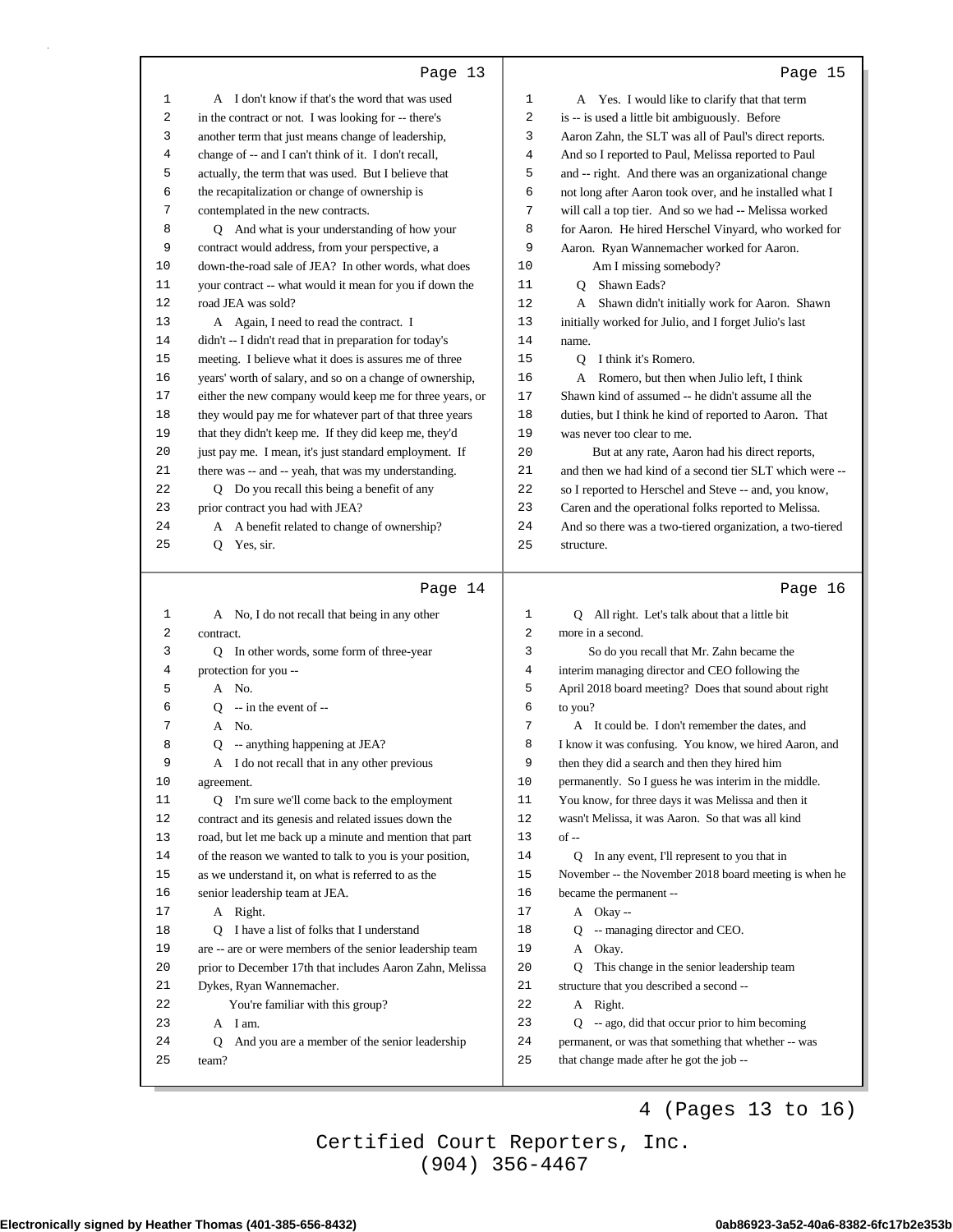## Page 13

1 A I don't know if that's the word that was used
2 in the contract or not. I was looking for -- there's
3 another term that just means change of leadership,
4 change of -- and I can't think of it. I don't recall,
5 actually, the term that was used. But I believe that
6 the recapitalization or change of ownership is
7 contemplated in the new contracts.
8 Q And what is your understanding of how your
9 contract would address, from your perspective, a
10 down-the-road sale of JEA? In other words, what does
11 your contract -- what would it mean for you if down the
12 road JEA was sold?
13 A Again, I need to read the contract. I
14 didn't -- I didn't read that in preparation for today's
15 meeting. I believe what it does is assures me of three
16 years' worth of salary, and so on a change of ownership,
17 either the new company would keep me for three years, or
18 they would pay me for whatever part of that three years
19 that they didn't keep me. If they did keep me, they'd
20 just pay me. I mean, it's just standard employment. If
21 there was -- and -- yeah, that was my understanding.
22 Q Do you recall this being a benefit of any
23 prior contract you had with JEA?
24 A A benefit related to change of ownership?
25 Q Yes, sir.

## Page 14

1 A No, I do not recall that being in any other
2 contract.
3 Q In other words, some form of three-year
4 protection for you --
5 A No.
6 Q -- in the event of --
7 A No.
8 Q -- anything happening at JEA?
9 A I do not recall that in any other previous
10 agreement.
11 Q I'm sure we'll come back to the employment
12 contract and its genesis and related issues down the
13 road, but let me back up a minute and mention that part
14 of the reason we wanted to talk to you is your position,
15 as we understand it, on what is referred to as the
16 senior leadership team at JEA.
17 A Right.
18 Q I have a list of folks that I understand
19 are -- are or were members of the senior leadership team
20 prior to December 17th that includes Aaron Zahn, Melissa
21 Dykes, Ryan Wannemacher.
22 You're familiar with this group?
23 A I am.
24 Q And you are a member of the senior leadership
25 team?

## Page 15

1 A Yes. I would like to clarify that that term
2 is -- is used a little bit ambiguously. Before
3 Aaron Zahn, the SLT was all of Paul's direct reports.
4 And so I reported to Paul, Melissa reported to Paul
5 and -- right. And there was an organizational change
6 not long after Aaron took over, and he installed what I
7 will call a top tier. And so we had -- Melissa worked
8 for Aaron. He hired Herschel Vinyard, who worked for
9 Aaron. Ryan Wannemacher worked for Aaron.
10 Am I missing somebody?
11 Q Shawn Eads?
12 A Shawn didn't initially work for Aaron. Shawn
13 initially worked for Julio, and I forget Julio's last
14 name.
15 Q I think it's Romero.
16 A Romero, but then when Julio left, I think
17 Shawn kind of assumed -- he didn't assume all the
18 duties, but I think he kind of reported to Aaron. That
19 was never too clear to me.
20 But at any rate, Aaron had his direct reports,
21 and then we had kind of a second tier SLT which were --
22 so I reported to Herschel and Steve -- and, you know,
23 Caren and the operational folks reported to Melissa.
24 And so there was a two-tiered organization, a two-tiered
25 structure.

## Page 16

1 Q All right. Let's talk about that a little bit
2 more in a second.
3 So do you recall that Mr. Zahn became the
4 interim managing director and CEO following the
5 April 2018 board meeting? Does that sound about right
6 to you?
7 A It could be. I don't remember the dates, and
8 I know it was confusing. You know, we hired Aaron, and
9 then they did a search and then they hired him
10 permanently. So I guess he was interim in the middle.
11 You know, for three days it was Melissa and then it
12 wasn't Melissa, it was Aaron. So that was all kind
13 of --
14 Q In any event, I'll represent to you that in
15 November -- the November 2018 board meeting is when he
16 became the permanent --
17 A Okay --
18 Q -- managing director and CEO.
19 A Okay.
20 Q This change in the senior leadership team
21 structure that you described a second --
22 A Right.
23 Q -- ago, did that occur prior to him becoming
24 permanent, or was that something that whether -- was
25 that change made after he got the job --

4 (Pages 13 to 16)

Certified Court Reporters, Inc.
(904) 356-4467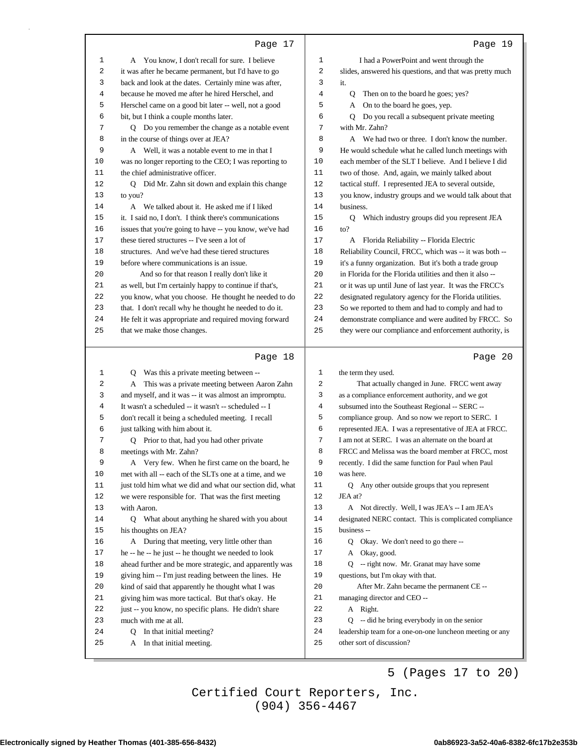Page 17

1 A You know, I don't recall for sure. I believe
2 it was after he became permanent, but I'd have to go
3 back and look at the dates. Certainly mine was after,
4 because he moved me after he hired Herschel, and
5 Herschel came on a good bit later -- well, not a good
6 bit, but I think a couple months later.
7 Q Do you remember the change as a notable event
8 in the course of things over at JEA?
9 A Well, it was a notable event to me in that I
10 was no longer reporting to the CEO; I was reporting to
11 the chief administrative officer.
12 Q Did Mr. Zahn sit down and explain this change
13 to you?
14 A We talked about it. He asked me if I liked
15 it. I said no, I don't. I think there's communications
16 issues that you're going to have -- you know, we've had
17 these tiered structures -- I've seen a lot of
18 structures. And we've had these tiered structures
19 before where communications is an issue.
20 And so for that reason I really don't like it
21 as well, but I'm certainly happy to continue if that's,
22 you know, what you choose. He thought he needed to do
23 that. I don't recall why he thought he needed to do it.
24 He felt it was appropriate and required moving forward
25 that we make those changes.

Page 18

1 Q Was this a private meeting between --
2 A This was a private meeting between Aaron Zahn
3 and myself, and it was -- it was almost an impromptu.
4 It wasn't a scheduled -- it wasn't -- scheduled -- I
5 don't recall it being a scheduled meeting. I recall
6 just talking with him about it.
7 Q Prior to that, had you had other private
8 meetings with Mr. Zahn?
9 A Very few. When he first came on the board, he
10 met with all -- each of the SLTs one at a time, and we
11 just told him what we did and what our section did, what
12 we were responsible for. That was the first meeting
13 with Aaron.
14 Q What about anything he shared with you about
15 his thoughts on JEA?
16 A During that meeting, very little other than
17 he -- he -- he just -- he thought we needed to look
18 ahead further and be more strategic, and apparently was
19 giving him -- I'm just reading between the lines. He
20 kind of said that apparently he thought what I was
21 giving him was more tactical. But that's okay. He
22 just -- you know, no specific plans. He didn't share
23 much with me at all.
24 Q In that initial meeting?
25 A In that initial meeting.

Page 19

1 I had a PowerPoint and went through the
2 slides, answered his questions, and that was pretty much
3 it.
4 Q Then on to the board he goes; yes?
5 A On to the board he goes, yep.
6 Q Do you recall a subsequent private meeting
7 with Mr. Zahn?
8 A We had two or three. I don't know the number.
9 He would schedule what he called lunch meetings with
10 each member of the SLT I believe. And I believe I did
11 two of those. And, again, we mainly talked about
12 tactical stuff. I represented JEA to several outside,
13 you know, industry groups and we would talk about that
14 business.
15 Q Which industry groups did you represent JEA
16 to?
17 A Florida Reliability -- Florida Electric
18 Reliability Council, FRCC, which was -- it was both --
19 it's a funny organization. But it's both a trade group
20 in Florida for the Florida utilities and then it also --
21 or it was up until June of last year. It was the FRCC's
22 designated regulatory agency for the Florida utilities.
23 So we reported to them and had to comply and had to
24 demonstrate compliance and were audited by FRCC. So
25 they were our compliance and enforcement authority, is

Page 20

1 the term they used.
2 That actually changed in June. FRCC went away
3 as a compliance enforcement authority, and we got
4 subsumed into the Southeast Regional -- SERC --
5 compliance group. And so now we report to SERC. I
6 represented JEA. I was a representative of JEA at FRCC.
7 I am not at SERC. I was an alternate on the board at
8 FRCC and Melissa was the board member at FRCC, most
9 recently. I did the same function for Paul when Paul
10 was here.
11 Q Any other outside groups that you represent
12 JEA at?
13 A Not directly. Well, I was JEA's -- I am JEA's
14 designated NERC contact. This is complicated compliance
15 business --
16 Q Okay. We don't need to go there --
17 A Okay, good.
18 Q -- right now. Mr. Granat may have some
19 questions, but I'm okay with that.
20 After Mr. Zahn became the permanent CE --
21 managing director and CEO --
22 A Right.
23 Q -- did he bring everybody in on the senior
24 leadership team for a one-on-one luncheon meeting or any
25 other sort of discussion?

5 (Pages 17 to 20)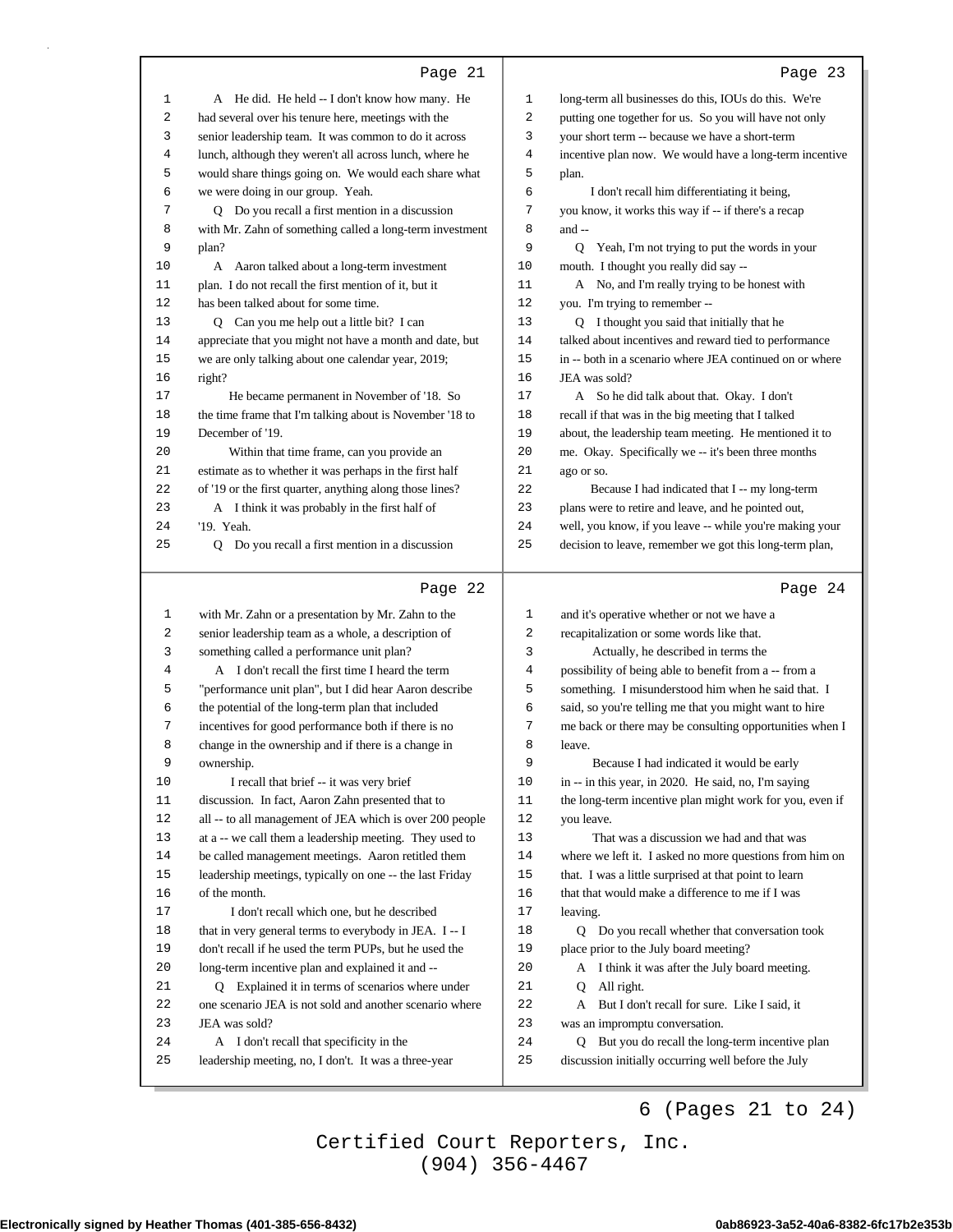Page 21

1 A He did. He held -- I don't know how many. He
2 had several over his tenure here, meetings with the
3 senior leadership team. It was common to do it across
4 lunch, although they weren't all across lunch, where he
5 would share things going on. We would each share what
6 we were doing in our group. Yeah.
7 Q Do you recall a first mention in a discussion
8 with Mr. Zahn of something called a long-term investment
9 plan?
10 A Aaron talked about a long-term investment
11 plan. I do not recall the first mention of it, but it
12 has been talked about for some time.
13 Q Can you me help out a little bit? I can
14 appreciate that you might not have a month and date, but
15 we are only talking about one calendar year, 2019;
16 right?
17 He became permanent in November of '18. So
18 the time frame that I'm talking about is November '18 to
19 December of '19.
20 Within that time frame, can you provide an
21 estimate as to whether it was perhaps in the first half
22 of '19 or the first quarter, anything along those lines?
23 A I think it was probably in the first half of
24 '19. Yeah.
25 Q Do you recall a first mention in a discussion

Page 22

1 with Mr. Zahn or a presentation by Mr. Zahn to the
2 senior leadership team as a whole, a description of
3 something called a performance unit plan?
4 A I don't recall the first time I heard the term
5 "performance unit plan", but I did hear Aaron describe
6 the potential of the long-term plan that included
7 incentives for good performance both if there is no
8 change in the ownership and if there is a change in
9 ownership.
10 I recall that brief -- it was very brief
11 discussion. In fact, Aaron Zahn presented that to
12 all -- to all management of JEA which is over 200 people
13 at a -- we call them a leadership meeting. They used to
14 be called management meetings. Aaron retitled them
15 leadership meetings, typically on one -- the last Friday
16 of the month.
17 I don't recall which one, but he described
18 that in very general terms to everybody in JEA. I -- I
19 don't recall if he used the term PUPs, but he used the
20 long-term incentive plan and explained it and --
21 Q Explained it in terms of scenarios where under
22 one scenario JEA is not sold and another scenario where
23 JEA was sold?
24 A I don't recall that specificity in the
25 leadership meeting, no, I don't. It was a three-year

Page 23

1 long-term all businesses do this, IOUs do this. We're
2 putting one together for us. So you will have not only
3 your short term -- because we have a short-term
4 incentive plan now. We would have a long-term incentive
5 plan.
6 I don't recall him differentiating it being,
7 you know, it works this way if -- if there's a recap
8 and --
9 Q Yeah, I'm not trying to put the words in your
10 mouth. I thought you really did say --
11 A No, and I'm really trying to be honest with
12 you. I'm trying to remember --
13 Q I thought you said that initially that he
14 talked about incentives and reward tied to performance
15 in -- both in a scenario where JEA continued on or where
16 JEA was sold?
17 A So he did talk about that. Okay. I don't
18 recall if that was in the big meeting that I talked
19 about, the leadership team meeting. He mentioned it to
20 me. Okay. Specifically we -- it's been three months
21 ago or so.
22 Because I had indicated that I -- my long-term
23 plans were to retire and leave, and he pointed out,
24 well, you know, if you leave -- while you're making your
25 decision to leave, remember we got this long-term plan,

Page 24

1 and it's operative whether or not we have a
2 recapitalization or some words like that.
3 Actually, he described in terms the
4 possibility of being able to benefit from a -- from a
5 something. I misunderstood him when he said that. I
6 said, so you're telling me that you might want to hire
7 me back or there may be consulting opportunities when I
8 leave.
9 Because I had indicated it would be early
10 in -- in this year, in 2020. He said, no, I'm saying
11 the long-term incentive plan might work for you, even if
12 you leave.
13 That was a discussion we had and that was
14 where we left it. I asked no more questions from him on
15 that. I was a little surprised at that point to learn
16 that that would make a difference to me if I was
17 leaving.
18 Q Do you recall whether that conversation took
19 place prior to the July board meeting?
20 A I think it was after the July board meeting.
21 Q All right.
22 A But I don't recall for sure. Like I said, it
23 was an impromptu conversation.
24 Q But you do recall the long-term incentive plan
25 discussion initially occurring well before the July

6 (Pages 21 to 24)

Certified Court Reporters, Inc.
(904) 356-4467

Electronically signed by Heather Thomas (401-385-656-8432) 0ab86923-3a52-40a6-8382-6fc17b2e353b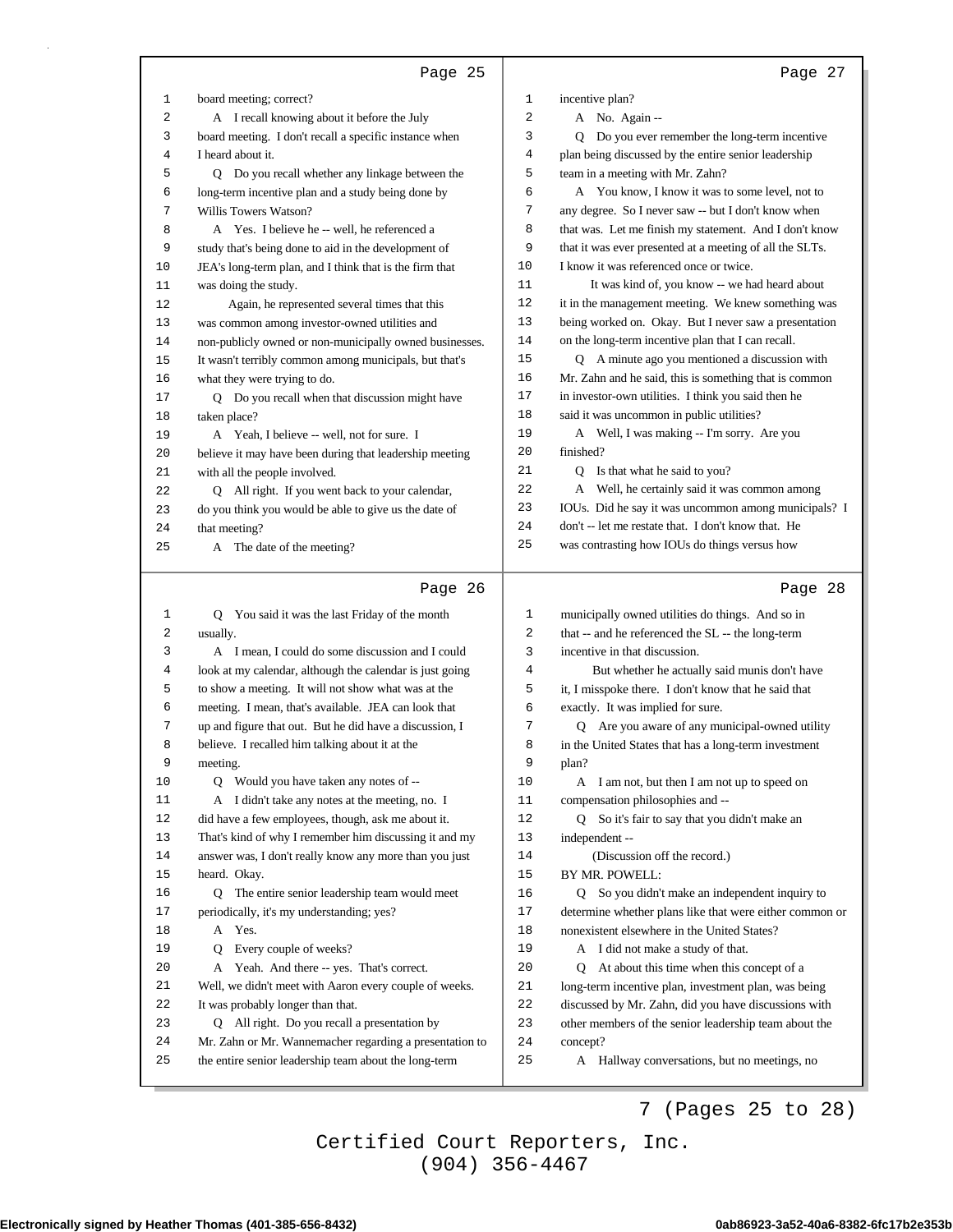Page 25

1 board meeting; correct?
2 A I recall knowing about it before the July
3 board meeting. I don't recall a specific instance when
4 I heard about it.
5 Q Do you recall whether any linkage between the
6 long-term incentive plan and a study being done by
7 Willis Towers Watson?
8 A Yes. I believe he -- well, he referenced a
9 study that's being done to aid in the development of
10 JEA's long-term plan, and I think that is the firm that
11 was doing the study.
12 Again, he represented several times that this
13 was common among investor-owned utilities and
14 non-publicly owned or non-municipally owned businesses.
15 It wasn't terribly common among municipals, but that's
16 what they were trying to do.
17 Q Do you recall when that discussion might have
18 taken place?
19 A Yeah, I believe -- well, not for sure. I
20 believe it may have been during that leadership meeting
21 with all the people involved.
22 Q All right. If you went back to your calendar,
23 do you think you would be able to give us the date of
24 that meeting?
25 A The date of the meeting?

Page 26

1 Q You said it was the last Friday of the month
2 usually.
3 A I mean, I could do some discussion and I could
4 look at my calendar, although the calendar is just going
5 to show a meeting. It will not show what was at the
6 meeting. I mean, that's available. JEA can look that
7 up and figure that out. But he did have a discussion, I
8 believe. I recalled him talking about it at the
9 meeting.
10 Q Would you have taken any notes of --
11 A I didn't take any notes at the meeting, no. I
12 did have a few employees, though, ask me about it.
13 That's kind of why I remember him discussing it and my
14 answer was, I don't really know any more than you just
15 heard. Okay.
16 Q The entire senior leadership team would meet
17 periodically, it's my understanding; yes?
18 A Yes.
19 Q Every couple of weeks?
20 A Yeah. And there -- yes. That's correct.
21 Well, we didn't meet with Aaron every couple of weeks.
22 It was probably longer than that.
23 Q All right. Do you recall a presentation by
24 Mr. Zahn or Mr. Wannemacher regarding a presentation to
25 the entire senior leadership team about the long-term

Page 27

1 incentive plan?
2 A No. Again --
3 Q Do you ever remember the long-term incentive
4 plan being discussed by the entire senior leadership
5 team in a meeting with Mr. Zahn?
6 A You know, I know it was to some level, not to
7 any degree. So I never saw -- but I don't know when
8 that was. Let me finish my statement. And I don't know
9 that it was ever presented at a meeting of all the SLTs.
10 I know it was referenced once or twice.
11 It was kind of, you know -- we had heard about
12 it in the management meeting. We knew something was
13 being worked on. Okay. But I never saw a presentation
14 on the long-term incentive plan that I can recall.
15 Q A minute ago you mentioned a discussion with
16 Mr. Zahn and he said, this is something that is common
17 in investor-own utilities. I think you said then he
18 said it was uncommon in public utilities?
19 A Well, I was making -- I'm sorry. Are you
20 finished?
21 Q Is that what he said to you?
22 A Well, he certainly said it was common among
23 IOUs. Did he say it was uncommon among municipals? I
24 don't -- let me restate that. I don't know that. He
25 was contrasting how IOUs do things versus how

Page 28

1 municipally owned utilities do things. And so in
2 that -- and he referenced the SL -- the long-term
3 incentive in that discussion.
4 But whether he actually said munis don't have
5 it, I misspoke there. I don't know that he said that
6 exactly. It was implied for sure.
7 Q Are you aware of any municipal-owned utility
8 in the United States that has a long-term investment
9 plan?
10 A I am not, but then I am not up to speed on
11 compensation philosophies and --
12 Q So it's fair to say that you didn't make an
13 independent --
14 (Discussion off the record.)
15 BY MR. POWELL:
16 Q So you didn't make an independent inquiry to
17 determine whether plans like that were either common or
18 nonexistent elsewhere in the United States?
19 A I did not make a study of that.
20 Q At about this time when this concept of a
21 long-term incentive plan, investment plan, was being
22 discussed by Mr. Zahn, did you have discussions with
23 other members of the senior leadership team about the
24 concept?
25 A Hallway conversations, but no meetings, no

7 (Pages 25 to 28)

Certified Court Reporters, Inc.
(904) 356-4467

Electronically signed by Heather Thomas (401-385-656-8432) 0ab86923-3a52-40a6-8382-6fc17b2e353b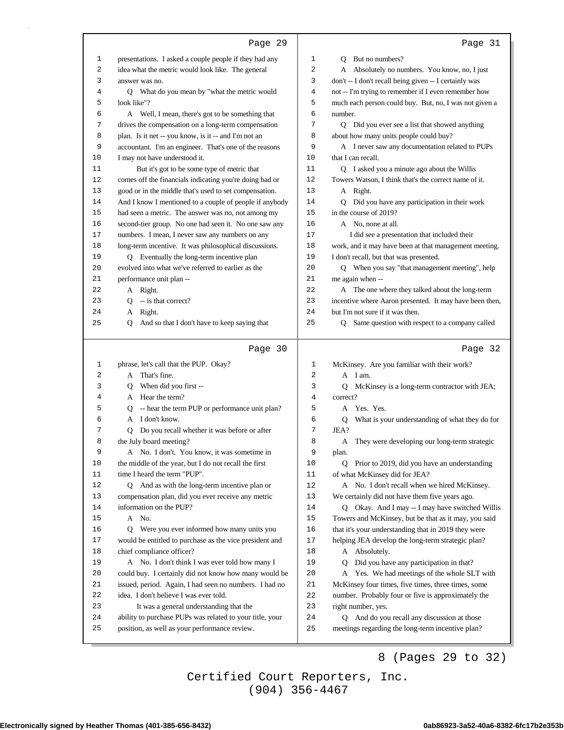Page 29

presentations. I asked a couple people if they had any idea what the metric would look like. The general answer was no.

Q What do you mean by "what the metric would look like"?

A Well, I mean, there's got to be something that drives the compensation on a long-term compensation plan. Is it net -- you know, is it -- and I'm not an accountant. I'm an engineer. That's one of the reasons I may not have understood it.

But it's got to be some type of metric that comes off the financials indicating you're doing bad or good or in the middle that's used to set compensation. And I know I mentioned to a couple of people if anybody had seen a metric. The answer was no, not among my second-tier group. No one had seen it. No one saw any numbers. I mean, I never saw any numbers on any long-term incentive. It was philosophical discussions.

Q Eventually the long-term incentive plan evolved into what we've referred to earlier as the performance unit plan --

A Right.

Q -- is that correct?

A Right.

Q And so that I don't have to keep saying that

Page 30

phrase, let's call that the PUP. Okay?

A That's fine.

Q When did you first --

A Hear the term?

Q -- hear the term PUP or performance unit plan?

A I don't know.

Q Do you recall whether it was before or after the July board meeting?

A No. I don't. You know, it was sometime in the middle of the year, but I do not recall the first time I heard the term "PUP".

Q And as with the long-term incentive plan or compensation plan, did you ever receive any metric information on the PUP?

A No.

Q Were you ever informed how many units you would be entitled to purchase as the vice president and chief compliance officer?

A No. I don't think I was ever told how many I could buy. I certainly did not know how many would be issued, period. Again, I had seen no numbers. I had no idea. I don't believe I was ever told.

It was a general understanding that the ability to purchase PUPs was related to your title, your position, as well as your performance review.

Page 31

Q But no numbers?

A Absolutely no numbers. You know, no, I just don't -- I don't recall being given -- I certainly was not -- I'm trying to remember if I even remember how much each person could buy. But, no, I was not given a number.

Q Did you ever see a list that showed anything about how many units people could buy?

A I never saw any documentation related to PUPs that I can recall.

Q I asked you a minute ago about the Willis Towers Watson, I think that's the correct name of it.

A Right.

Q Did you have any participation in their work in the course of 2019?

A No, none at all.

I did see a presentation that included their work, and it may have been at that management meeting. I don't recall, but that was presented.

Q When you say "that management meeting", help me again when --

A The one where they talked about the long-term incentive where Aaron presented. It may have been then, but I'm not sure if it was then.

Q Same question with respect to a company called

Page 32

McKinsey. Are you familiar with their work?

A I am.

Q McKinsey is a long-term contractor with JEA; correct?

A Yes. Yes.

Q What is your understanding of what they do for JEA?

A They were developing our long-term strategic plan.

Q Prior to 2019, did you have an understanding of what McKinsey did for JEA?

A No. I don't recall when we hired McKinsey. We certainly did not have them five years ago.

Q Okay. And I may -- I may have switched Willis Towers and McKinsey, but be that as it may, you said that it's your understanding that in 2019 they were helping JEA develop the long-term strategic plan?

A Absolutely.

Q Did you have any participation in that?

A Yes. We had meetings of the whole SLT with McKinsey four times, five times, three times, some number. Probably four or five is approximately the right number, yes.

Q And do you recall any discussion at those meetings regarding the long-term incentive plan?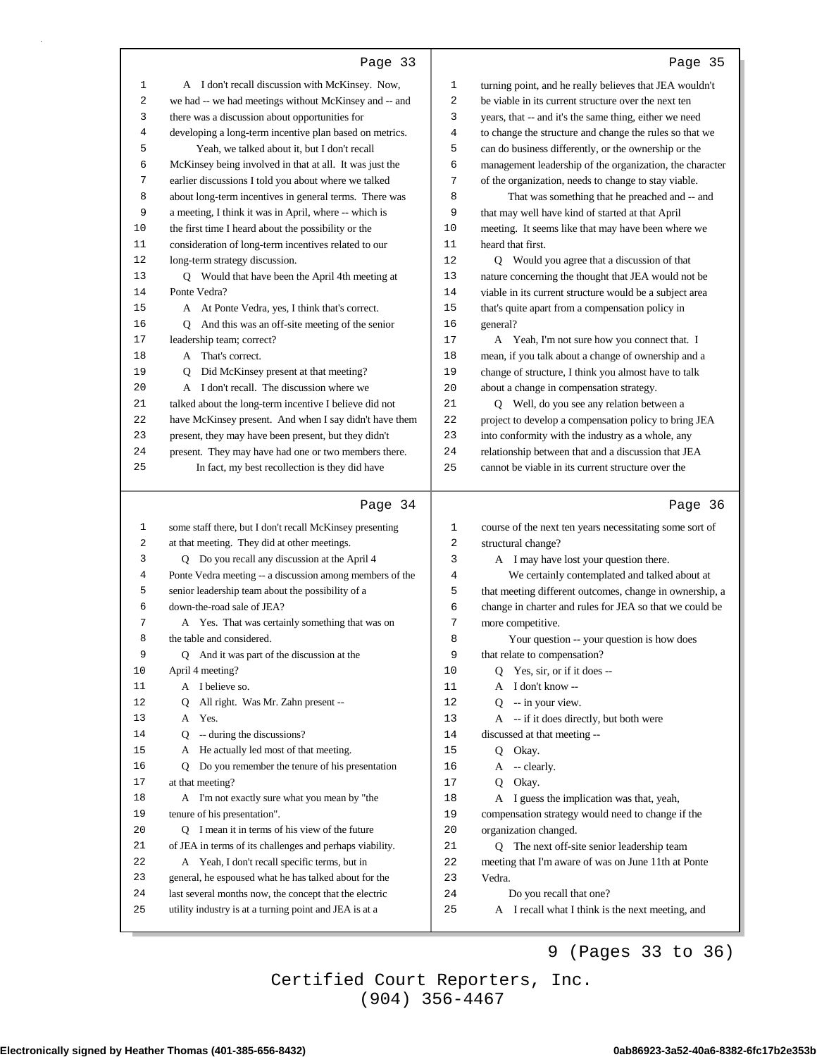Page 33

A I don't recall discussion with McKinsey. Now, we had -- we had meetings without McKinsey and -- and there was a discussion about opportunities for developing a long-term incentive plan based on metrics.

Yeah, we talked about it, but I don't recall McKinsey being involved in that at all. It was just the earlier discussions I told you about where we talked about long-term incentives in general terms. There was a meeting, I think it was in April, where -- which is the first time I heard about the possibility or the consideration of long-term incentives related to our long-term strategy discussion.

Q Would that have been the April 4th meeting at Ponte Vedra?

A At Ponte Vedra, yes, I think that's correct.

Q And this was an off-site meeting of the senior leadership team; correct?

A That's correct.

Q Did McKinsey present at that meeting?

A I don't recall. The discussion where we talked about the long-term incentive I believe did not have McKinsey present. And when I say didn't have them present, they may have been present, but they didn't present. They may have had one or two members there.

In fact, my best recollection is they did have

Page 34

some staff there, but I don't recall McKinsey presenting at that meeting. They did at other meetings.

Q Do you recall any discussion at the April 4 Ponte Vedra meeting -- a discussion among members of the senior leadership team about the possibility of a down-the-road sale of JEA?

A Yes. That was certainly something that was on the table and considered.

Q And it was part of the discussion at the April 4 meeting?

A I believe so.

Q All right. Was Mr. Zahn present --

A Yes.

Q -- during the discussions?

A He actually led most of that meeting.

Q Do you remember the tenure of his presentation at that meeting?

A I'm not exactly sure what you mean by "the tenure of his presentation".

Q I mean it in terms of his view of the future of JEA in terms of its challenges and perhaps viability.

A Yeah, I don't recall specific terms, but in general, he espoused what he has talked about for the last several months now, the concept that the electric utility industry is at a turning point and JEA is at a

Page 35

turning point, and he really believes that JEA wouldn't be viable in its current structure over the next ten years, that -- and it's the same thing, either we need to change the structure and change the rules so that we can do business differently, or the ownership or the management leadership of the organization, the character of the organization, needs to change to stay viable.

That was something that he preached and -- and that may well have kind of started at that April meeting. It seems like that may have been where we heard that first.

Q Would you agree that a discussion of that nature concerning the thought that JEA would not be viable in its current structure would be a subject area that's quite apart from a compensation policy in general?

A Yeah, I'm not sure how you connect that. I mean, if you talk about a change of ownership and a change of structure, I think you almost have to talk about a change in compensation strategy.

Q Well, do you see any relation between a project to develop a compensation policy to bring JEA into conformity with the industry as a whole, any relationship between that and a discussion that JEA cannot be viable in its current structure over the

Page 36

course of the next ten years necessitating some sort of structural change?

A I may have lost your question there.

We certainly contemplated and talked about at that meeting different outcomes, change in ownership, a change in charter and rules for JEA so that we could be more competitive.

Your question -- your question is how does that relate to compensation?

Q Yes, sir, or if it does --

A I don't know --

Q -- in your view.

A -- if it does directly, but both were discussed at that meeting --

Q Okay.

A -- clearly.

Q Okay.

A I guess the implication was that, yeah, compensation strategy would need to change if the organization changed.

Q The next off-site senior leadership team meeting that I'm aware of was on June 11th at Ponte Vedra.

Do you recall that one?

A I recall what I think is the next meeting, and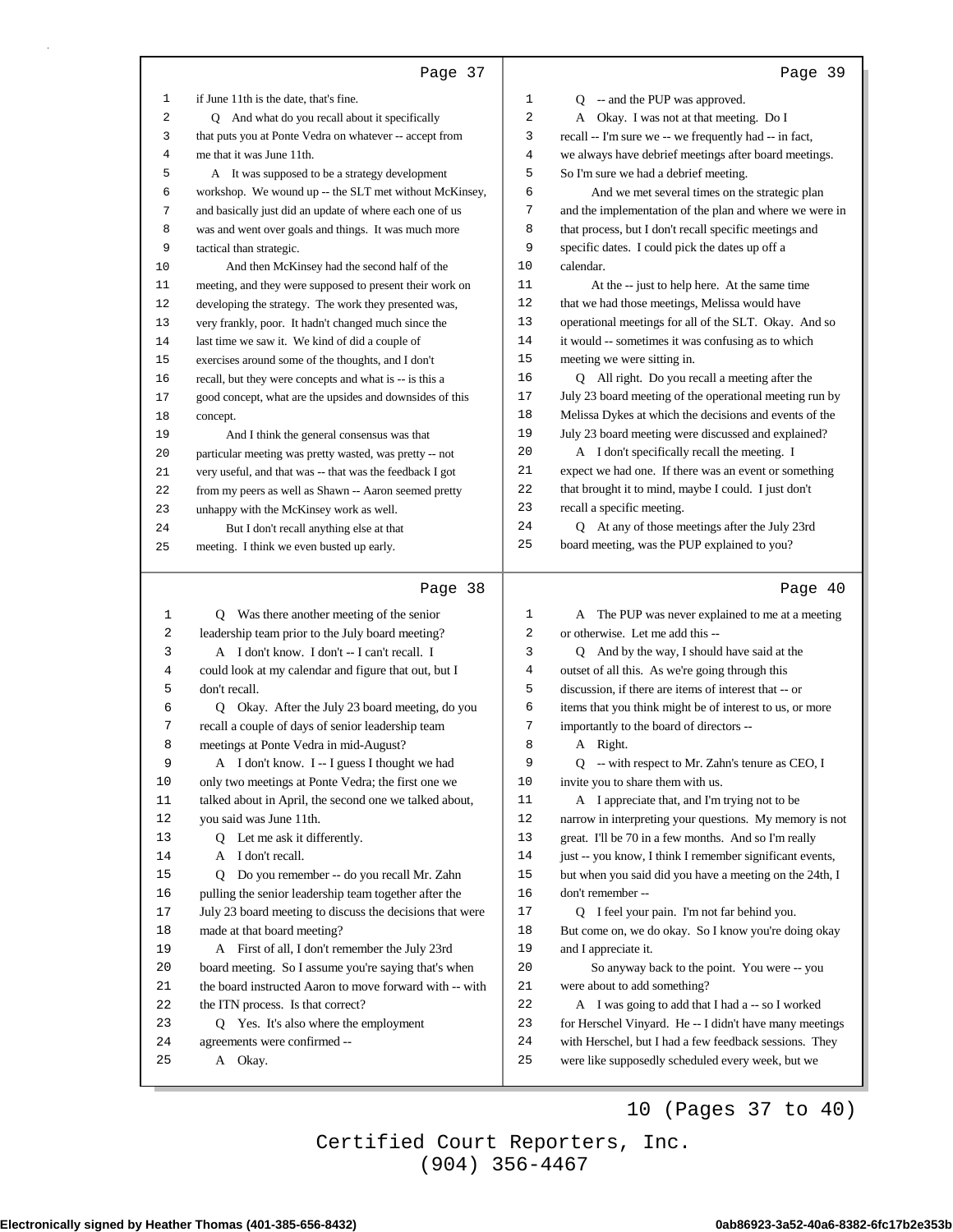Page 37

1 if June 11th is the date, that's fine.
2 Q And what do you recall about it specifically
3 that puts you at Ponte Vedra on whatever -- accept from
4 me that it was June 11th.
5 A It was supposed to be a strategy development
6 workshop. We wound up -- the SLT met without McKinsey,
7 and basically just did an update of where each one of us
8 was and went over goals and things. It was much more
9 tactical than strategic.
10 And then McKinsey had the second half of the
11 meeting, and they were supposed to present their work on
12 developing the strategy. The work they presented was,
13 very frankly, poor. It hadn't changed much since the
14 last time we saw it. We kind of did a couple of
15 exercises around some of the thoughts, and I don't
16 recall, but they were concepts and what is -- is this a
17 good concept, what are the upsides and downsides of this
18 concept.
19 And I think the general consensus was that
20 particular meeting was pretty wasted, was pretty -- not
21 very useful, and that was -- that was the feedback I got
22 from my peers as well as Shawn -- Aaron seemed pretty
23 unhappy with the McKinsey work as well.
24 But I don't recall anything else at that
25 meeting. I think we even busted up early.

Page 38

1 Q Was there another meeting of the senior
2 leadership team prior to the July board meeting?
3 A I don't know. I don't -- I can't recall. I
4 could look at my calendar and figure that out, but I
5 don't recall.
6 Q Okay. After the July 23 board meeting, do you
7 recall a couple of days of senior leadership team
8 meetings at Ponte Vedra in mid-August?
9 A I don't know. I -- I guess I thought we had
10 only two meetings at Ponte Vedra; the first one we
11 talked about in April, the second one we talked about,
12 you said was June 11th.
13 Q Let me ask it differently.
14 A I don't recall.
15 Q Do you remember -- do you recall Mr. Zahn
16 pulling the senior leadership team together after the
17 July 23 board meeting to discuss the decisions that were
18 made at that board meeting?
19 A First of all, I don't remember the July 23rd
20 board meeting. So I assume you're saying that's when
21 the board instructed Aaron to move forward with -- with
22 the ITN process. Is that correct?
23 Q Yes. It's also where the employment
24 agreements were confirmed --
25 A Okay.

Page 39

1 Q -- and the PUP was approved.
2 A Okay. I was not at that meeting. Do I
3 recall -- I'm sure we -- we frequently had -- in fact,
4 we always have debrief meetings after board meetings.
5 So I'm sure we had a debrief meeting.
6 And we met several times on the strategic plan
7 and the implementation of the plan and where we were in
8 that process, but I don't recall specific meetings and
9 specific dates. I could pick the dates up off a
10 calendar.
11 At the -- just to help here. At the same time
12 that we had those meetings, Melissa would have
13 operational meetings for all of the SLT. Okay. And so
14 it would -- sometimes it was confusing as to which
15 meeting we were sitting in.
16 Q All right. Do you recall a meeting after the
17 July 23 board meeting of the operational meeting run by
18 Melissa Dykes at which the decisions and events of the
19 July 23 board meeting were discussed and explained?
20 A I don't specifically recall the meeting. I
21 expect we had one. If there was an event or something
22 that brought it to mind, maybe I could. I just don't
23 recall a specific meeting.
24 Q At any of those meetings after the July 23rd
25 board meeting, was the PUP explained to you?

Page 40

1 A The PUP was never explained to me at a meeting
2 or otherwise. Let me add this --
3 Q And by the way, I should have said at the
4 outset of all this. As we're going through this
5 discussion, if there are items of interest that -- or
6 items that you think might be of interest to us, or more
7 importantly to the board of directors --
8 A Right.
9 Q -- with respect to Mr. Zahn's tenure as CEO, I
10 invite you to share them with us.
11 A I appreciate that, and I'm trying not to be
12 narrow in interpreting your questions. My memory is not
13 great. I'll be 70 in a few months. And so I'm really
14 just -- you know, I think I remember significant events,
15 but when you said did you have a meeting on the 24th, I
16 don't remember --
17 Q I feel your pain. I'm not far behind you.
18 But come on, we do okay. So I know you're doing okay
19 and I appreciate it.
20 So anyway back to the point. You were -- you
21 were about to add something?
22 A I was going to add that I had a -- so I worked
23 for Herschel Vinyard. He -- I didn't have many meetings
24 with Herschel, but I had a few feedback sessions. They
25 were like supposedly scheduled every week, but we

10 (Pages 37 to 40)

Certified Court Reporters, Inc.
(904) 356-4467

Electronically signed by Heather Thomas (401-385-656-8432) 0ab86923-3a52-40a6-8382-6fc17b2e353b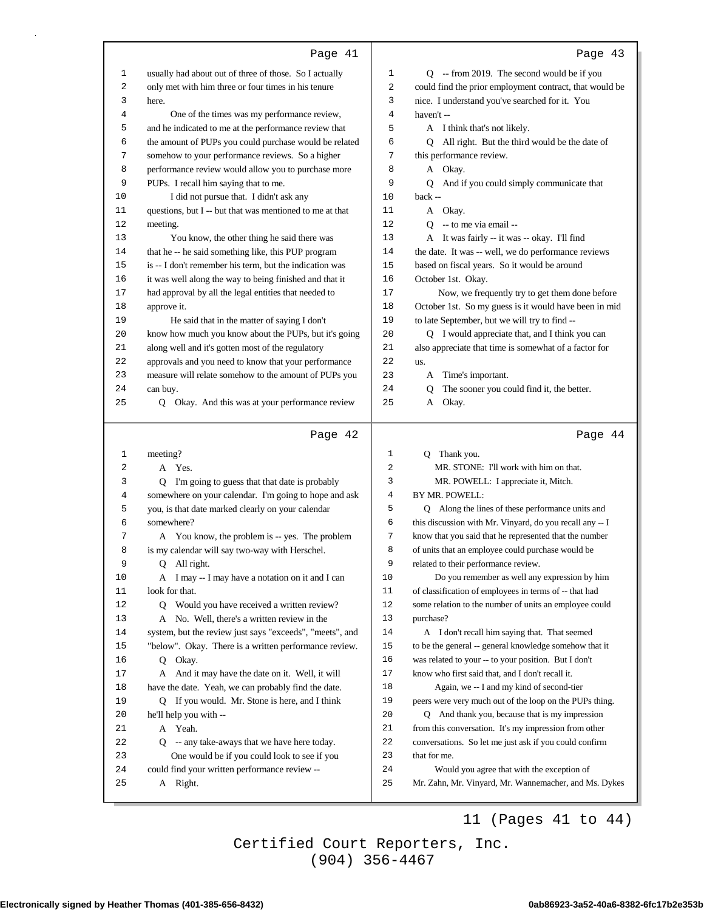## Page 41

1 usually had about out of three of those. So I actually
2 only met with him three or four times in his tenure
3 here.
4 One of the times was my performance review,
5 and he indicated to me at the performance review that
6 the amount of PUPs you could purchase would be related
7 somehow to your performance reviews. So a higher
8 performance review would allow you to purchase more
9 PUPs. I recall him saying that to me.
10 I did not pursue that. I didn't ask any
11 questions, but I -- but that was mentioned to me at that
12 meeting.
13 You know, the other thing he said there was
14 that he -- he said something like, this PUP program
15 is -- I don't remember his term, but the indication was
16 it was well along the way to being finished and that it
17 had approval by all the legal entities that needed to
18 approve it.
19 He said that in the matter of saying I don't
20 know how much you know about the PUPs, but it's going
21 along well and it's gotten most of the regulatory
22 approvals and you need to know that your performance
23 measure will relate somehow to the amount of PUPs you
24 can buy.
25 Q Okay. And this was at your performance review

## Page 42

1 meeting?
2 A Yes.
3 Q I'm going to guess that that date is probably
4 somewhere on your calendar. I'm going to hope and ask
5 you, is that date marked clearly on your calendar
6 somewhere?
7 A You know, the problem is -- yes. The problem
8 is my calendar will say two-way with Herschel.
9 Q All right.
10 A I may -- I may have a notation on it and I can
11 look for that.
12 Q Would you have received a written review?
13 A No. Well, there's a written review in the
14 system, but the review just says "exceeds", "meets", and
15 "below". Okay. There is a written performance review.
16 Q Okay.
17 A And it may have the date on it. Well, it will
18 have the date. Yeah, we can probably find the date.
19 Q If you would. Mr. Stone is here, and I think
20 he'll help you with --
21 A Yeah.
22 Q -- any take-aways that we have here today.
23 One would be if you could look to see if you
24 could find your written performance review --
25 A Right.

## Page 43

1 Q -- from 2019. The second would be if you
2 could find the prior employment contract, that would be
3 nice. I understand you've searched for it. You
4 haven't --
5 A I think that's not likely.
6 Q All right. But the third would be the date of
7 this performance review.
8 A Okay.
9 Q And if you could simply communicate that
10 back --
11 A Okay.
12 Q -- to me via email --
13 A It was fairly -- it was -- okay. I'll find
14 the date. It was -- well, we do performance reviews
15 based on fiscal years. So it would be around
16 October 1st. Okay.
17 Now, we frequently try to get them done before
18 October 1st. So my guess is it would have been in mid
19 to late September, but we will try to find --
20 Q I would appreciate that, and I think you can
21 also appreciate that time is somewhat of a factor for
22 us.
23 A Time's important.
24 Q The sooner you could find it, the better.
25 A Okay.

## Page 44

1 Q Thank you.
2 MR. STONE: I'll work with him on that.
3 MR. POWELL: I appreciate it, Mitch.
4 BY MR. POWELL:
5 Q Along the lines of these performance units and
6 this discussion with Mr. Vinyard, do you recall any -- I
7 know that you said that he represented that the number
8 of units that an employee could purchase would be
9 related to their performance review.
10 Do you remember as well any expression by him
11 of classification of employees in terms of -- that had
12 some relation to the number of units an employee could
13 purchase?
14 A I don't recall him saying that. That seemed
15 to be the general -- general knowledge somehow that it
16 was related to your -- to your position. But I don't
17 know who first said that, and I don't recall it.
18 Again, we -- I and my kind of second-tier
19 peers were very much out of the loop on the PUPs thing.
20 Q And thank you, because that is my impression
21 from this conversation. It's my impression from other
22 conversations. So let me just ask if you could confirm
23 that for me.
24 Would you agree that with the exception of
25 Mr. Zahn, Mr. Vinyard, Mr. Wannemacher, and Ms. Dykes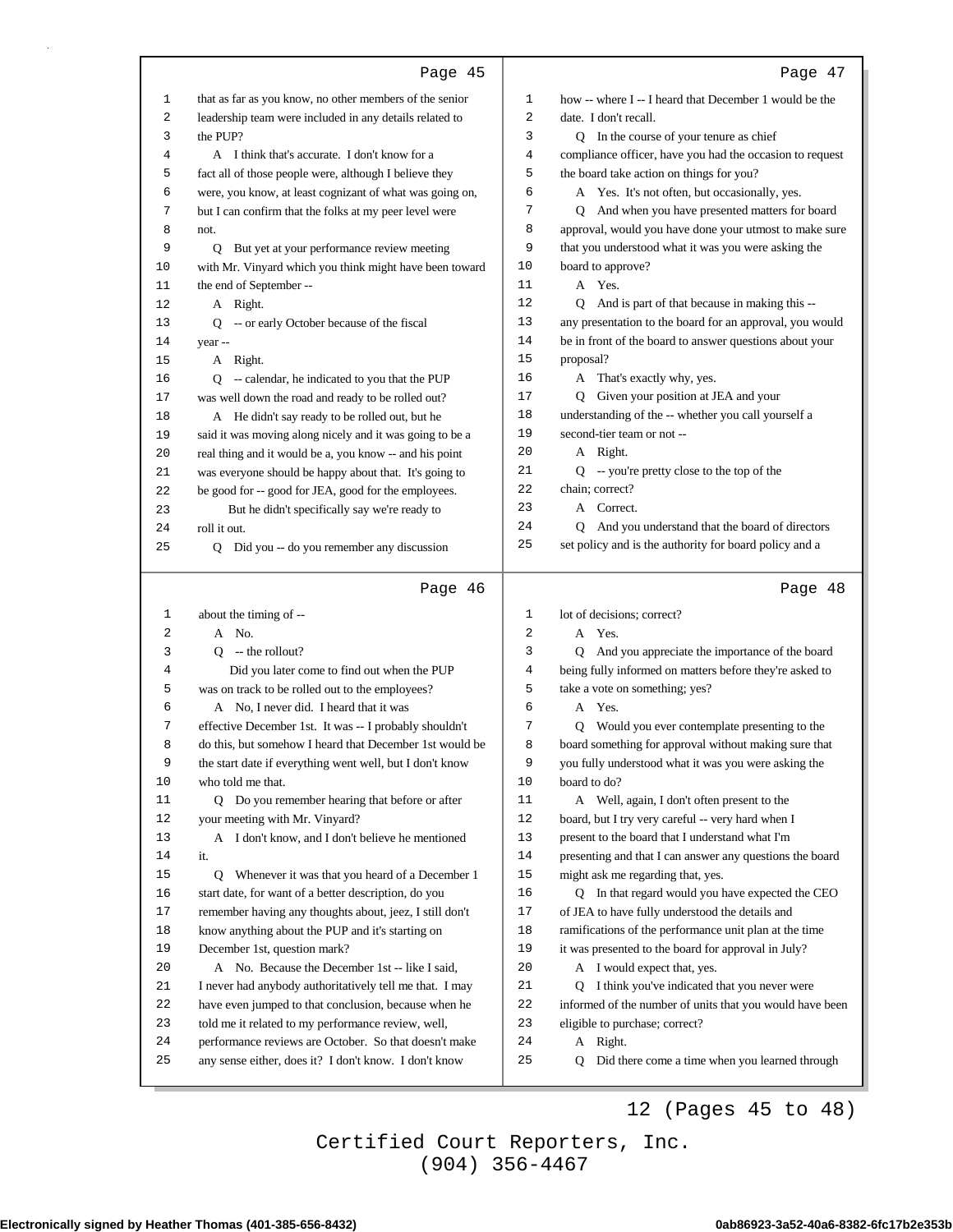Page 45

1 that as far as you know, no other members of the senior
2 leadership team were included in any details related to
3 the PUP?
4 A I think that's accurate. I don't know for a
5 fact all of those people were, although I believe they
6 were, you know, at least cognizant of what was going on,
7 but I can confirm that the folks at my peer level were
8 not.
9 Q But yet at your performance review meeting
10 with Mr. Vinyard which you think might have been toward
11 the end of September --
12 A Right.
13 Q -- or early October because of the fiscal
14 year --
15 A Right.
16 Q -- calendar, he indicated to you that the PUP
17 was well down the road and ready to be rolled out?
18 A He didn't say ready to be rolled out, but he
19 said it was moving along nicely and it was going to be a
20 real thing and it would be a, you know -- and his point
21 was everyone should be happy about that. It's going to
22 be good for -- good for JEA, good for the employees.
23 But he didn't specifically say we're ready to
24 roll it out.
25 Q Did you -- do you remember any discussion

Page 46

1 about the timing of --
2 A No.
3 Q -- the rollout?
4 Did you later come to find out when the PUP
5 was on track to be rolled out to the employees?
6 A No, I never did. I heard that it was
7 effective December 1st. It was -- I probably shouldn't
8 do this, but somehow I heard that December 1st would be
9 the start date if everything went well, but I don't know
10 who told me that.
11 Q Do you remember hearing that before or after
12 your meeting with Mr. Vinyard?
13 A I don't know, and I don't believe he mentioned
14 it.
15 Q Whenever it was that you heard of a December 1
16 start date, for want of a better description, do you
17 remember having any thoughts about, jeez, I still don't
18 know anything about the PUP and it's starting on
19 December 1st, question mark?
20 A No. Because the December 1st -- like I said,
21 I never had anybody authoritatively tell me that. I may
22 have even jumped to that conclusion, because when he
23 told me it related to my performance review, well,
24 performance reviews are October. So that doesn't make
25 any sense either, does it? I don't know. I don't know

Page 47

1 how -- where I -- I heard that December 1 would be the
2 date. I don't recall.
3 Q In the course of your tenure as chief
4 compliance officer, have you had the occasion to request
5 the board take action on things for you?
6 A Yes. It's not often, but occasionally, yes.
7 Q And when you have presented matters for board
8 approval, would you have done your utmost to make sure
9 that you understood what it was you were asking the
10 board to approve?
11 A Yes.
12 Q And is part of that because in making this --
13 any presentation to the board for an approval, you would
14 be in front of the board to answer questions about your
15 proposal?
16 A That's exactly why, yes.
17 Q Given your position at JEA and your
18 understanding of the -- whether you call yourself a
19 second-tier team or not --
20 A Right.
21 Q -- you're pretty close to the top of the
22 chain; correct?
23 A Correct.
24 Q And you understand that the board of directors
25 set policy and is the authority for board policy and a

Page 48

1 lot of decisions; correct?
2 A Yes.
3 Q And you appreciate the importance of the board
4 being fully informed on matters before they're asked to
5 take a vote on something; yes?
6 A Yes.
7 Q Would you ever contemplate presenting to the
8 board something for approval without making sure that
9 you fully understood what it was you were asking the
10 board to do?
11 A Well, again, I don't often present to the
12 board, but I try very careful -- very hard when I
13 present to the board that I understand what I'm
14 presenting and that I can answer any questions the board
15 might ask me regarding that, yes.
16 Q In that regard would you have expected the CEO
17 of JEA to have fully understood the details and
18 ramifications of the performance unit plan at the time
19 it was presented to the board for approval in July?
20 A I would expect that, yes.
21 Q I think you've indicated that you never were
22 informed of the number of units that you would have been
23 eligible to purchase; correct?
24 A Right.
25 Q Did there come a time when you learned through

12 (Pages 45 to 48)

Certified Court Reporters, Inc.
(904) 356-4467

Electronically signed by Heather Thomas (401-385-656-8432) 0ab86923-3a52-40a6-8382-6fc17b2e353b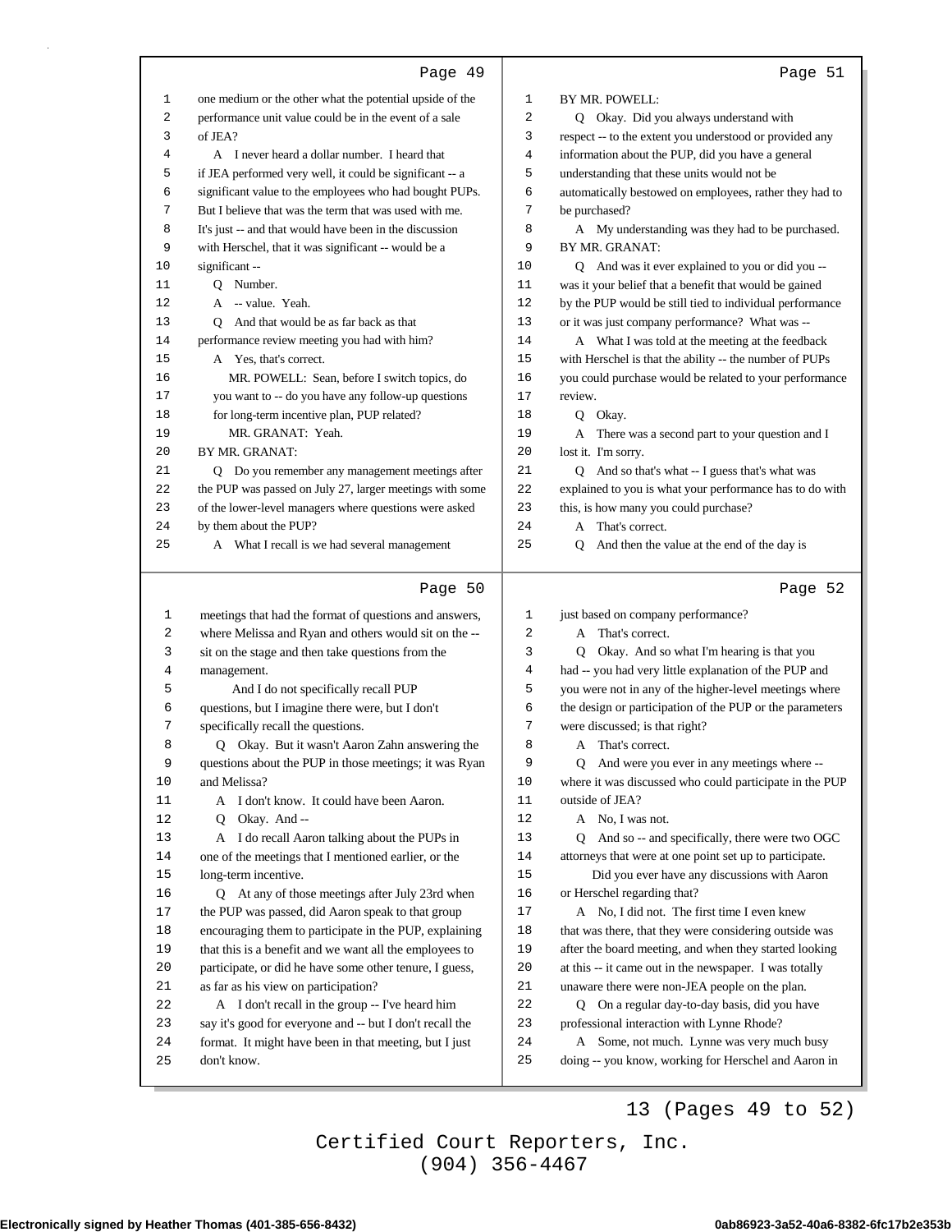Page 49

1 one medium or the other what the potential upside of the
2 performance unit value could be in the event of a sale
3 of JEA?
4 A I never heard a dollar number. I heard that
5 if JEA performed very well, it could be significant -- a
6 significant value to the employees who had bought PUPs.
7 But I believe that was the term that was used with me.
8 It's just -- and that would have been in the discussion
9 with Herschel, that it was significant -- would be a
10 significant --
11 Q Number.
12 A -- value. Yeah.
13 Q And that would be as far back as that
14 performance review meeting you had with him?
15 A Yes, that's correct.
16 MR. POWELL: Sean, before I switch topics, do
17 you want to -- do you have any follow-up questions
18 for long-term incentive plan, PUP related?
19 MR. GRANAT: Yeah.
20 BY MR. GRANAT:
21 Q Do you remember any management meetings after
22 the PUP was passed on July 27, larger meetings with some
23 of the lower-level managers where questions were asked
24 by them about the PUP?
25 A What I recall is we had several management

Page 50

1 meetings that had the format of questions and answers,
2 where Melissa and Ryan and others would sit on the --
3 sit on the stage and then take questions from the
4 management.
5 And I do not specifically recall PUP
6 questions, but I imagine there were, but I don't
7 specifically recall the questions.
8 Q Okay. But it wasn't Aaron Zahn answering the
9 questions about the PUP in those meetings; it was Ryan
10 and Melissa?
11 A I don't know. It could have been Aaron.
12 Q Okay. And --
13 A I do recall Aaron talking about the PUPs in
14 one of the meetings that I mentioned earlier, or the
15 long-term incentive.
16 Q At any of those meetings after July 23rd when
17 the PUP was passed, did Aaron speak to that group
18 encouraging them to participate in the PUP, explaining
19 that this is a benefit and we want all the employees to
20 participate, or did he have some other tenure, I guess,
21 as far as his view on participation?
22 A I don't recall in the group -- I've heard him
23 say it's good for everyone and -- but I don't recall the
24 format. It might have been in that meeting, but I just
25 don't know.

Page 51

1 BY MR. POWELL:
2 Q Okay. Did you always understand with
3 respect -- to the extent you understood or provided any
4 information about the PUP, did you have a general
5 understanding that these units would not be
6 automatically bestowed on employees, rather they had to
7 be purchased?
8 A My understanding was they had to be purchased.
9 BY MR. GRANAT:
10 Q And was it ever explained to you or did you --
11 was it your belief that a benefit that would be gained
12 by the PUP would be still tied to individual performance
13 or it was just company performance? What was --
14 A What I was told at the meeting at the feedback
15 with Herschel is that the ability -- the number of PUPs
16 you could purchase would be related to your performance
17 review.
18 Q Okay.
19 A There was a second part to your question and I
20 lost it. I'm sorry.
21 Q And so that's what -- I guess that's what was
22 explained to you is what your performance has to do with
23 this, is how many you could purchase?
24 A That's correct.
25 Q And then the value at the end of the day is

Page 52

1 just based on company performance?
2 A That's correct.
3 Q Okay. And so what I'm hearing is that you
4 had -- you had very little explanation of the PUP and
5 you were not in any of the higher-level meetings where
6 the design or participation of the PUP or the parameters
7 were discussed; is that right?
8 A That's correct.
9 Q And were you ever in any meetings where --
10 where it was discussed who could participate in the PUP
11 outside of JEA?
12 A No, I was not.
13 Q And so -- and specifically, there were two OGC
14 attorneys that were at one point set up to participate.
15 Did you ever have any discussions with Aaron
16 or Herschel regarding that?
17 A No, I did not. The first time I even knew
18 that was there, that they were considering outside was
19 after the board meeting, and when they started looking
20 at this -- it came out in the newspaper. I was totally
21 unaware there were non-JEA people on the plan.
22 Q On a regular day-to-day basis, did you have
23 professional interaction with Lynne Rhode?
24 A Some, not much. Lynne was very much busy
25 doing -- you know, working for Herschel and Aaron in

13 (Pages 49 to 52)

Certified Court Reporters, Inc.
(904) 356-4467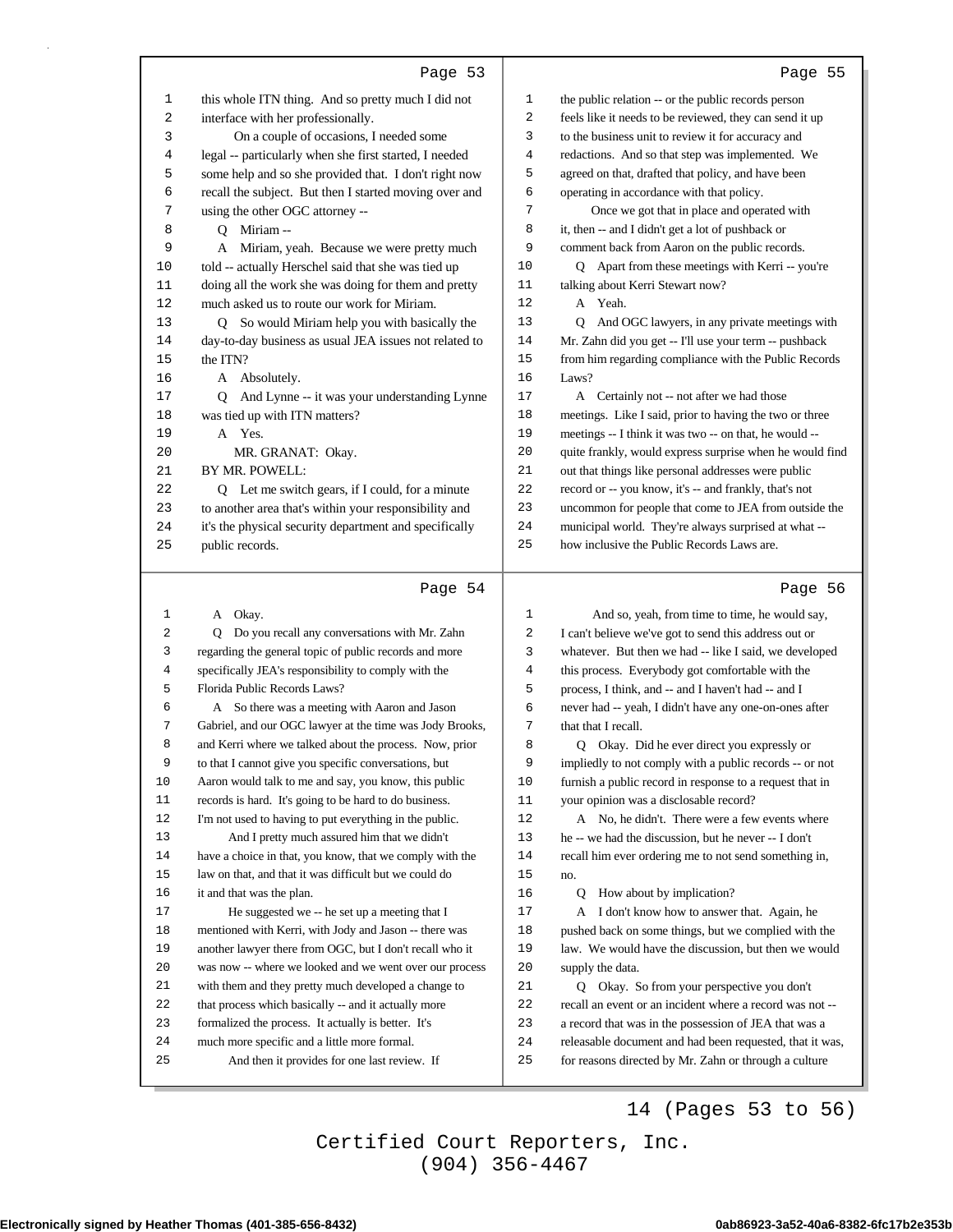## Page 53

1 this whole ITN thing. And so pretty much I did not
2 interface with her professionally.
3 On a couple of occasions, I needed some
4 legal -- particularly when she first started, I needed
5 some help and so she provided that. I don't right now
6 recall the subject. But then I started moving over and
7 using the other OGC attorney --
8 Q Miriam --
9 A Miriam, yeah. Because we were pretty much
10 told -- actually Herschel said that she was tied up
11 doing all the work she was doing for them and pretty
12 much asked us to route our work for Miriam.
13 Q So would Miriam help you with basically the
14 day-to-day business as usual JEA issues not related to
15 the ITN?
16 A Absolutely.
17 Q And Lynne -- it was your understanding Lynne
18 was tied up with ITN matters?
19 A Yes.
20 MR. GRANAT: Okay.
21 BY MR. POWELL:
22 Q Let me switch gears, if I could, for a minute
23 to another area that's within your responsibility and
24 it's the physical security department and specifically
25 public records.

## Page 54

1 A Okay.
2 Q Do you recall any conversations with Mr. Zahn
3 regarding the general topic of public records and more
4 specifically JEA's responsibility to comply with the
5 Florida Public Records Laws?
6 A So there was a meeting with Aaron and Jason
7 Gabriel, and our OGC lawyer at the time was Jody Brooks,
8 and Kerri where we talked about the process. Now, prior
9 to that I cannot give you specific conversations, but
10 Aaron would talk to me and say, you know, this public
11 records is hard. It's going to be hard to do business.
12 I'm not used to having to put everything in the public.
13 And I pretty much assured him that we didn't
14 have a choice in that, you know, that we comply with the
15 law on that, and that it was difficult but we could do
16 it and that was the plan.
17 He suggested we -- he set up a meeting that I
18 mentioned with Kerri, with Jody and Jason -- there was
19 another lawyer there from OGC, but I don't recall who it
20 was now -- where we looked and we went over our process
21 with them and they pretty much developed a change to
22 that process which basically -- and it actually more
23 formalized the process. It actually is better. It's
24 much more specific and a little more formal.
25 And then it provides for one last review. If

## Page 55

1 the public relation -- or the public records person
2 feels like it needs to be reviewed, they can send it up
3 to the business unit to review it for accuracy and
4 redactions. And so that step was implemented. We
5 agreed on that, drafted that policy, and have been
6 operating in accordance with that policy.
7 Once we got that in place and operated with
8 it, then -- and I didn't get a lot of pushback or
9 comment back from Aaron on the public records.
10 Q Apart from these meetings with Kerri -- you're
11 talking about Kerri Stewart now?
12 A Yeah.
13 Q And OGC lawyers, in any private meetings with
14 Mr. Zahn did you get -- I'll use your term -- pushback
15 from him regarding compliance with the Public Records
16 Laws?
17 A Certainly not -- not after we had those
18 meetings. Like I said, prior to having the two or three
19 meetings -- I think it was two -- on that, he would --
20 quite frankly, would express surprise when he would find
21 out that things like personal addresses were public
22 record or -- you know, it's -- and frankly, that's not
23 uncommon for people that come to JEA from outside the
24 municipal world. They're always surprised at what --
25 how inclusive the Public Records Laws are.

## Page 56

1 And so, yeah, from time to time, he would say,
2 I can't believe we've got to send this address out or
3 whatever. But then we had -- like I said, we developed
4 this process. Everybody got comfortable with the
5 process, I think, and -- and I haven't had -- and I
6 never had -- yeah, I didn't have any one-on-ones after
7 that that I recall.
8 Q Okay. Did he ever direct you expressly or
9 impliedly to not comply with a public records -- or not
10 furnish a public record in response to a request that in
11 your opinion was a disclosable record?
12 A No, he didn't. There were a few events where
13 he -- we had the discussion, but he never -- I don't
14 recall him ever ordering me to not send something in,
15 no.
16 Q How about by implication?
17 A I don't know how to answer that. Again, he
18 pushed back on some things, but we complied with the
19 law. We would have the discussion, but then we would
20 supply the data.
21 Q Okay. So from your perspective you don't
22 recall an event or an incident where a record was not --
23 a record that was in the possession of JEA that was a
24 releasable document and had been requested, that it was,
25 for reasons directed by Mr. Zahn or through a culture

14 (Pages 53 to 56)

Certified Court Reporters, Inc.
(904) 356-4467

Electronically signed by Heather Thomas (401-385-656-8432) 0ab86923-3a52-40a6-8382-6fc17b2e353b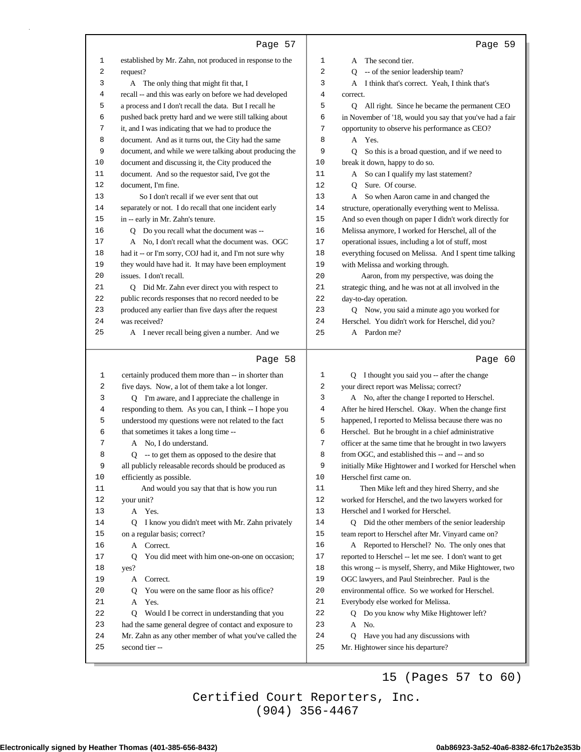Page 57

1 established by Mr. Zahn, not produced in response to the
2 request?
3 A The only thing that might fit that, I
4 recall -- and this was early on before we had developed
5 a process and I don't recall the data. But I recall he
6 pushed back pretty hard and we were still talking about
7 it, and I was indicating that we had to produce the
8 document. And as it turns out, the City had the same
9 document, and while we were talking about producing the
10 document and discussing it, the City produced the
11 document. And so the requestor said, I've got the
12 document, I'm fine.
13 So I don't recall if we ever sent that out
14 separately or not. I do recall that one incident early
15 in -- early in Mr. Zahn's tenure.
16 Q Do you recall what the document was --
17 A No, I don't recall what the document was. OGC
18 had it -- or I'm sorry, COJ had it, and I'm not sure why
19 they would have had it. It may have been employment
20 issues. I don't recall.
21 Q Did Mr. Zahn ever direct you with respect to
22 public records responses that no record needed to be
23 produced any earlier than five days after the request
24 was received?
25 A I never recall being given a number. And we

Page 58

1 certainly produced them more than -- in shorter than
2 five days. Now, a lot of them take a lot longer.
3 Q I'm aware, and I appreciate the challenge in
4 responding to them. As you can, I think -- I hope you
5 understood my questions were not related to the fact
6 that sometimes it takes a long time --
7 A No, I do understand.
8 Q -- to get them as opposed to the desire that
9 all publicly releasable records should be produced as
10 efficiently as possible.
11 And would you say that that is how you run
12 your unit?
13 A Yes.
14 Q I know you didn't meet with Mr. Zahn privately
15 on a regular basis; correct?
16 A Correct.
17 Q You did meet with him one-on-one on occasion;
18 yes?
19 A Correct.
20 Q You were on the same floor as his office?
21 A Yes.
22 Q Would I be correct in understanding that you
23 had the same general degree of contact and exposure to
24 Mr. Zahn as any other member of what you've called the
25 second tier --

Page 59

1 A The second tier.
2 Q -- of the senior leadership team?
3 A I think that's correct. Yeah, I think that's
4 correct.
5 Q All right. Since he became the permanent CEO
6 in November of '18, would you say that you've had a fair
7 opportunity to observe his performance as CEO?
8 A Yes.
9 Q So this is a broad question, and if we need to
10 break it down, happy to do so.
11 A So can I qualify my last statement?
12 Q Sure. Of course.
13 A So when Aaron came in and changed the
14 structure, operationally everything went to Melissa.
15 And so even though on paper I didn't work directly for
16 Melissa anymore, I worked for Herschel, all of the
17 operational issues, including a lot of stuff, most
18 everything focused on Melissa. And I spent time talking
19 with Melissa and working through.
20 Aaron, from my perspective, was doing the
21 strategic thing, and he was not at all involved in the
22 day-to-day operation.
23 Q Now, you said a minute ago you worked for
24 Herschel. You didn't work for Herschel, did you?
25 A Pardon me?

Page 60

1 Q I thought you said you -- after the change
2 your direct report was Melissa; correct?
3 A No, after the change I reported to Herschel.
4 After he hired Herschel. Okay. When the change first
5 happened, I reported to Melissa because there was no
6 Herschel. But he brought in a chief administrative
7 officer at the same time that he brought in two lawyers
8 from OGC, and established this -- and -- and so
9 initially Mike Hightower and I worked for Herschel when
10 Herschel first came on.
11 Then Mike left and they hired Sherry, and she
12 worked for Herschel, and the two lawyers worked for
13 Herschel and I worked for Herschel.
14 Q Did the other members of the senior leadership
15 team report to Herschel after Mr. Vinyard came on?
16 A Reported to Herschel? No. The only ones that
17 reported to Herschel -- let me see. I don't want to get
18 this wrong -- is myself, Sherry, and Mike Hightower, two
19 OGC lawyers, and Paul Steinbrecher. Paul is the
20 environmental office. So we worked for Herschel.
21 Everybody else worked for Melissa.
22 Q Do you know why Mike Hightower left?
23 A No.
24 Q Have you had any discussions with
25 Mr. Hightower since his departure?

15 (Pages 57 to 60)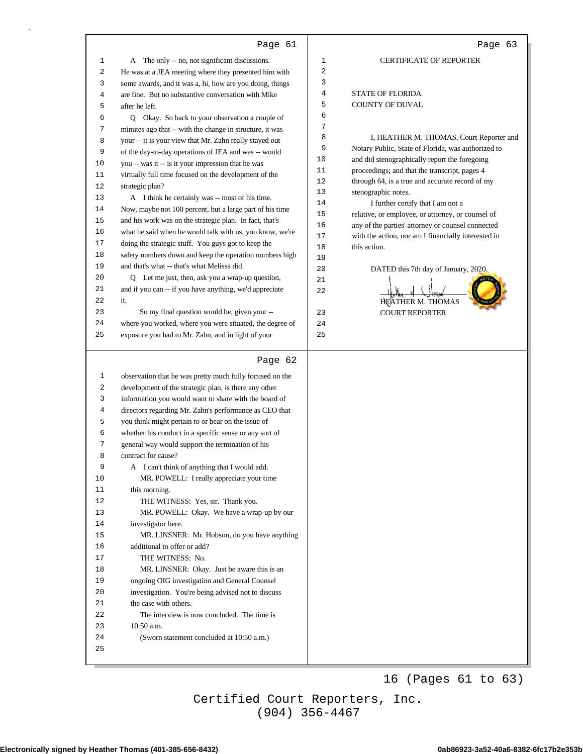Page 61

A The only -- no, not significant discussions. He was at a JEA meeting where they presented him with some awards, and it was a, hi, how are you doing, things are fine. But no substantive conversation with Mike after he left.

Q Okay. So back to your observation a couple of minutes ago that -- with the change in structure, it was your -- it is your view that Mr. Zahn really stayed out of the day-to-day operations of JEA and was -- would you -- was it -- is it your impression that he was virtually full time focused on the development of the strategic plan?

A I think he certainly was -- most of his time. Now, maybe not 100 percent, but a large part of his time and his work was on the strategic plan. In fact, that's what he said when he would talk with us, you know, we're doing the strategic stuff. You guys got to keep the safety numbers down and keep the operation numbers high and that's what -- that's what Melissa did.

Q Let me just, then, ask you a wrap-up question, and if you can -- if you have anything, we'd appreciate it.

So my final question would be, given your -- where you worked, where you were situated, the degree of exposure you had to Mr. Zahn, and in light of your

Page 62

observation that he was pretty much fully focused on the development of the strategic plan, is there any other information you would want to share with the board of directors regarding Mr. Zahn's performance as CEO that you think might pertain to or bear on the issue of whether his conduct in a specific sense or any sort of general way would support the termination of his contract for cause?

A I can't think of anything that I would add.

MR. POWELL: I really appreciate your time this morning.

THE WITNESS: Yes, sir. Thank you.

MR. POWELL: Okay. We have a wrap-up by our investigator here.

MR. LINSNER: Mr. Hobson, do you have anything additional to offer or add?

THE WITNESS: No.

MR. LINSNER: Okay. Just be aware this is an ongoing OIG investigation and General Counsel investigation. You're being advised not to discuss the case with others.

The interview is now concluded. The time is 10:50 a.m.

(Sworn statement concluded at 10:50 a.m.)

Page 63

CERTIFICATE OF REPORTER

STATE OF FLORIDA
COUNTY OF DUVAL

I, HEATHER M. THOMAS, Court Reporter and Notary Public, State of Florida, was authorized to and did stenographically report the foregoing proceedings; and that the transcript, pages 4 through 64, is a true and accurate record of my stenographic notes.

I further certify that I am not a relative, or employee, or attorney, or counsel of any of the parties' attorney or counsel connected with the action, nor am I financially interested in this action.

DATED this 7th day of January, 2020.

HEATHER M. THOMAS
COURT REPORTER

16 (Pages 61 to 63)

Certified Court Reporters, Inc.
(904) 356-4467

Electronically signed by Heather Thomas (401-385-656-8432) 0ab86923-3a52-40a6-8382-6fc17b2e353b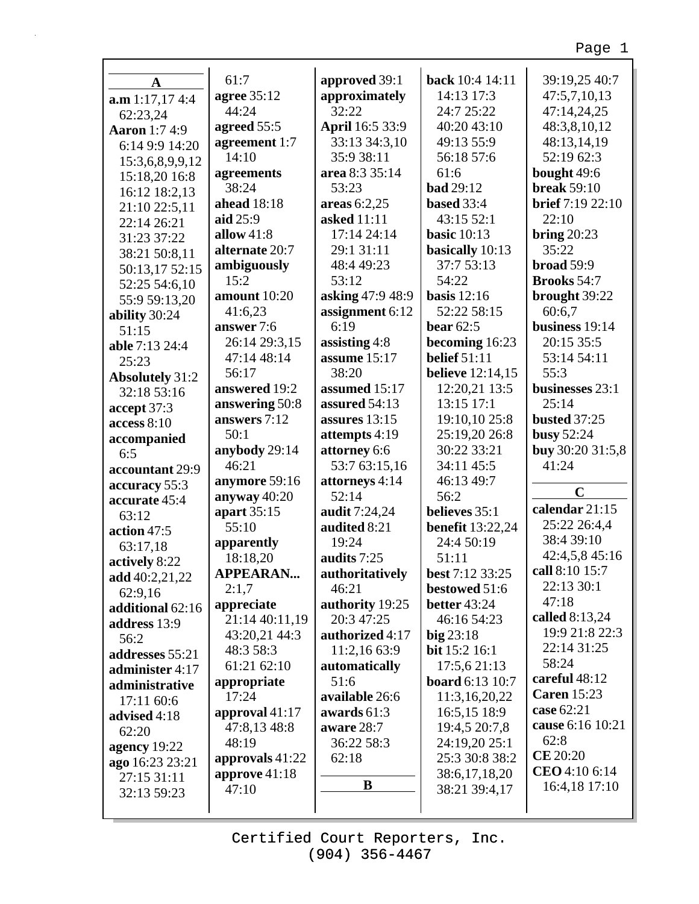**A**

**a.m** 1:17,17 4:4 62:23,24
**Aaron** 1:7 4:9 6:14 9:9 14:20 15:3,6,8,9,9,12 15:18,20 16:8 16:12 18:2,13 21:10 22:5,11 22:14 26:21 31:23 37:22 38:21 50:8,11 50:13,17 52:15 52:25 54:6,10 55:9 59:13,20
**ability** 30:24 51:15
**able** 7:13 24:4 25:23
**Absolutely** 31:2 32:18 53:16
**accept** 37:3
**access** 8:10
**accompanied** 6:5
**accountant** 29:9
**accuracy** 55:3
**accurate** 45:4 63:12
**action** 47:5 63:17,18
**actively** 8:22
**add** 40:2,21,22 62:9,16
**additional** 62:16
**address** 13:9 56:2
**addresses** 55:21
**administer** 4:17
**administrative** 17:11 60:6
**advised** 4:18 62:20
**agency** 19:22
**ago** 16:23 23:21 27:15 31:11 32:13 59:23 61:7
**agree** 35:12 44:24
**agreed** 55:5
**agreement** 1:7 14:10
**agreements** 38:24
**ahead** 18:18
**aid** 25:9
**allow** 41:8
**alternate** 20:7
**ambiguously** 15:2
**amount** 10:20 41:6,23
**answer** 7:6 26:14 29:3,15 47:14 48:14 56:17
**answered** 19:2
**answering** 50:8
**answers** 7:12 50:1
**anybody** 29:14 46:21
**anymore** 59:16
**anyway** 40:20
**apart** 35:15 55:10
**apparently** 18:18,20
**APPEARAN...** 2:1,7
**appreciate** 21:14 40:11,19 43:20,21 44:3 48:3 58:3 61:21 62:10
**appropriate** 17:24
**approval** 41:17 47:8,13 48:8 48:19
**approvals** 41:22
**approve** 41:18 47:10
**approved** 39:1
**approximately** 32:22
**April** 16:5 33:9 33:13 34:3,10 35:9 38:11
**area** 8:3 35:14 53:23
**areas** 6:2,25
**asked** 11:11 17:14 24:14 29:1 31:11 48:4 49:23 53:12
**asking** 47:9 48:9
**assignment** 6:12 6:19
**assisting** 4:8
**assume** 15:17 38:20
**assumed** 15:17
**assured** 54:13
**assures** 13:15
**attempts** 4:19
**attorney** 6:6 53:7 63:15,16
**attorneys** 4:14 52:14
**audit** 7:24,24
**audited** 8:21 19:24
**audits** 7:25
**authoritatively** 46:21
**authority** 19:25 20:3 47:25
**authorized** 4:17 11:2,16 63:9
**automatically** 51:6
**available** 26:6
**awards** 61:3
**aware** 28:7 36:22 58:3 62:18

**B**

**back** 10:4 14:11 14:13 17:3 24:7 25:22 40:20 43:10 49:13 55:9 56:18 57:6 61:6
**bad** 29:12
**based** 33:4 43:15 52:1
**basic** 10:13
**basically** 10:13 37:7 53:13 54:22
**basis** 12:16 52:22 58:15
**bear** 62:5
**becoming** 16:23
**belief** 51:11
**believe** 12:14,15 12:20,21 13:5 13:15 17:1 19:10,10 25:8 25:19,20 26:8 30:22 33:21 34:11 45:5 46:13 49:7 56:2
**believes** 35:1
**benefit** 13:22,24 24:4 50:19 51:11
**best** 7:12 33:25
**bestowed** 51:6
**better** 43:24 46:16 54:23
**big** 23:18
**bit** 15:2 16:1 17:5,6 21:13
**board** 6:13 10:7 11:3,16,20,22 16:5,15 18:9 19:4,5 20:7,8 24:19,20 25:1 25:3 30:8 38:2 38:6,17,18,20 38:21 39:4,17 39:19,25 40:7 47:5,7,10,13 47:14,24,25 48:3,8,10,12 48:13,14,19 52:19 62:3
**bought** 49:6
**break** 59:10
**brief** 7:19 22:10 22:10
**bring** 20:23 35:22
**broad** 59:9
**Brooks** 54:7
**brought** 39:22 60:6,7
**business** 19:14 20:15 35:5 53:14 54:11 55:3
**businesses** 23:1 25:14
**busted** 37:25
**busy** 52:24
**buy** 30:20 31:5,8 41:24

**C**

**calendar** 21:15 25:22 26:4,4 38:4 39:10 42:4,5,8 45:16
**call** 8:10 15:7 22:13 30:1 47:18
**called** 8:13,24 19:9 21:8 22:3 22:14 31:25 58:24
**careful** 48:12
**Caren** 15:23
**case** 62:21
**cause** 6:16 10:21 62:8
**CE** 20:20
**CEO** 4:10 6:14 16:4,18 17:10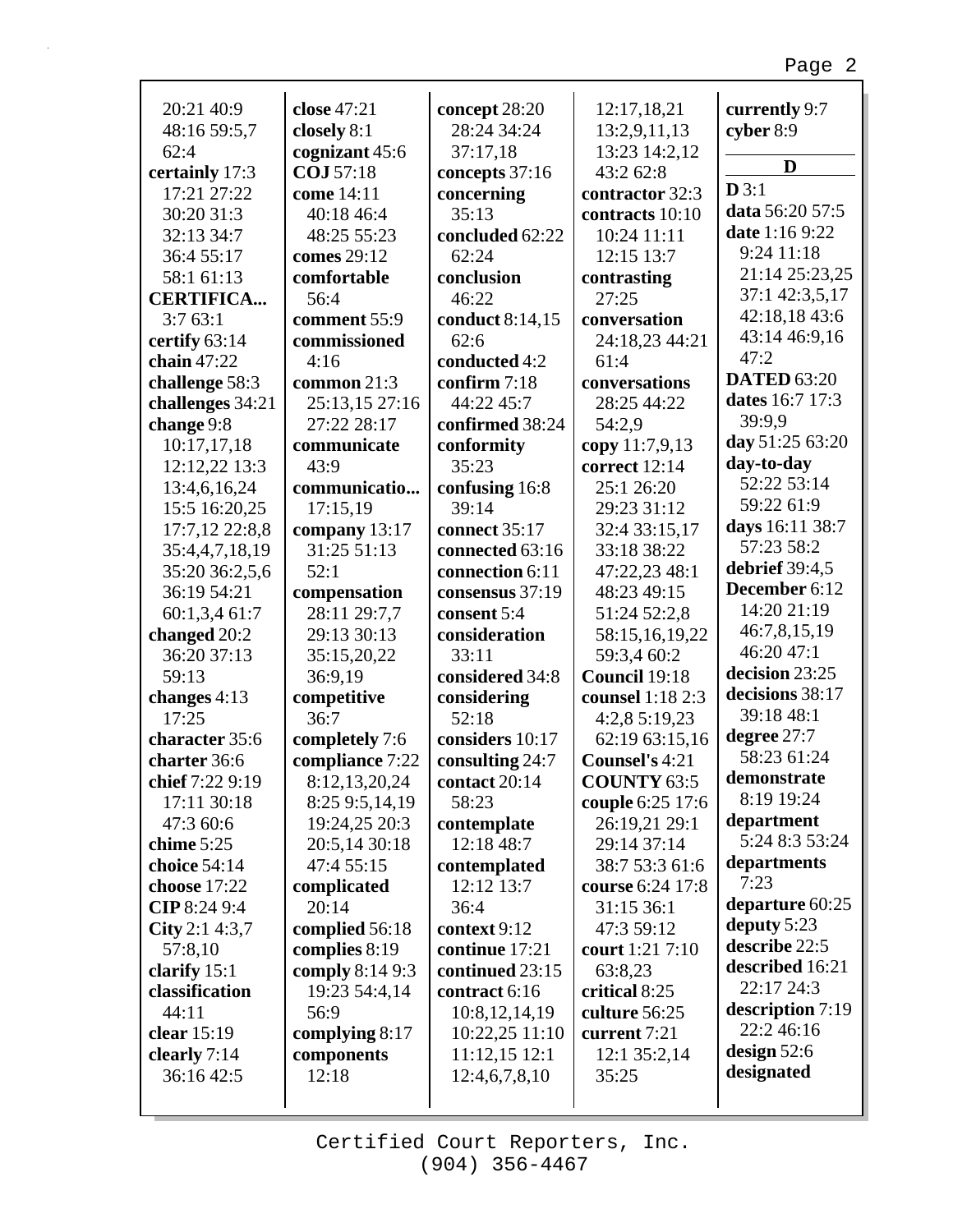20:21 40:9 48:16 59:5,7 62:4
**certainly** 17:3 17:21 27:22 30:20 31:3 32:13 34:7 36:4 55:17 58:1 61:13
**CERTIFICA...** 3:7 63:1
**certify** 63:14
**chain** 47:22
**challenge** 58:3
**challenges** 34:21
**change** 9:8 10:17,17,18 12:12,22 13:3 13:4,6,16,24 15:5 16:20,25 17:7,12 22:8,8 35:4,4,7,18,19 35:20 36:2,5,6 36:19 54:21 60:1,3,4 61:7
**changed** 20:2 36:20 37:13 59:13
**changes** 4:13 17:25
**character** 35:6
**charter** 36:6
**chief** 7:22 9:19 17:11 30:18 47:3 60:6
**chime** 5:25
**choice** 54:14
**choose** 17:22
**CIP** 8:24 9:4
**City** 2:1 4:3,7 57:8,10
**clarify** 15:1
**classification** 44:11
**clear** 15:19
**clearly** 7:14 36:16 42:5
**close** 47:21
**closely** 8:1
**cognizant** 45:6
**COJ** 57:18
**come** 14:11 40:18 46:4 48:25 55:23
**comes** 29:12
**comfortable** 56:4
**comment** 55:9
**commissioned** 4:16
**common** 21:3 25:13,15 27:16 27:22 28:17
**communicate** 43:9
**communicatio...** 17:15,19
**company** 13:17 31:25 51:13 52:1
**compensation** 28:11 29:7,7 29:13 30:13 35:15,20,22 36:9,19
**competitive** 36:7
**completely** 7:6
**compliance** 7:22 8:12,13,20,24 8:25 9:5,14,19 19:24,25 20:3 20:5,14 30:18 47:4 55:15
**complicated** 20:14
**complied** 56:18
**complies** 8:19
**comply** 8:14 9:3 19:23 54:4,14 56:9
**complying** 8:17
**components** 12:18
**concept** 28:20 28:24 34:24 37:17,18
**concepts** 37:16
**concerning** 35:13
**concluded** 62:22 62:24
**conclusion** 46:22
**conduct** 8:14,15 62:6
**conducted** 4:2
**confirm** 7:18 44:22 45:7
**confirmed** 38:24
**conformity** 35:23
**confusing** 16:8 39:14
**connect** 35:17
**connected** 63:16
**connection** 6:11
**consensus** 37:19
**consent** 5:4
**consideration** 33:11
**considered** 34:8
**considering** 52:18
**considers** 10:17
**consulting** 24:7
**contact** 20:14 58:23
**contemplate** 12:18 48:7
**contemplated** 12:12 13:7 36:4
**context** 9:12
**continue** 17:21
**continued** 23:15
**contract** 6:16 10:8,12,14,19 10:22,25 11:10 11:12,15 12:1 12:4,6,7,8,10 12:17,18,21 13:2,9,11,13 13:23 14:2,12 43:2 62:8
**contractor** 32:3
**contracts** 10:10 10:24 11:11 12:15 13:7
**contrasting** 27:25
**conversation** 24:18,23 44:21 61:4
**conversations** 28:25 44:22 54:2,9
**copy** 11:7,9,13
**correct** 12:14 25:1 26:20 29:23 31:12 32:4 33:15,17 33:18 38:22 47:22,23 48:1 48:23 49:15 51:24 52:2,8 58:15,16,19,22 59:3,4 60:2
**Council** 19:18
**counsel** 1:18 2:3 4:2,8 5:19,23 62:19 63:15,16
**Counsel's** 4:21
**COUNTY** 63:5
**couple** 6:25 17:6 26:19,21 29:1 29:14 37:14 38:7 53:3 61:6
**course** 6:24 17:8 31:15 36:1 47:3 59:12
**court** 1:21 7:10 63:8,23
**critical** 8:25
**culture** 56:25
**current** 7:21 12:1 35:2,14 35:25
**currently** 9:7
**cyber** 8:9

## D

**D** 3:1
**data** 56:20 57:5
**date** 1:16 9:22 9:24 11:18 21:14 25:23,25 37:1 42:3,5,17 42:18,18 43:6 43:14 46:9,16 47:2
**DATED** 63:20
**dates** 16:7 17:3 39:9,9
**day** 51:25 63:20
**day-to-day** 52:22 53:14 59:22 61:9
**days** 16:11 38:7 57:23 58:2
**debrief** 39:4,5
**December** 6:12 14:20 21:19 46:7,8,15,19 46:20 47:1
**decision** 23:25
**decisions** 38:17 39:18 48:1
**degree** 27:7 58:23 61:24
**demonstrate** 8:19 19:24
**department** 5:24 8:3 53:24
**departments** 7:23
**departure** 60:25
**deputy** 5:23
**describe** 22:5
**described** 16:21 22:17 24:3
**description** 7:19 22:2 46:16
**design** 52:6
**designated**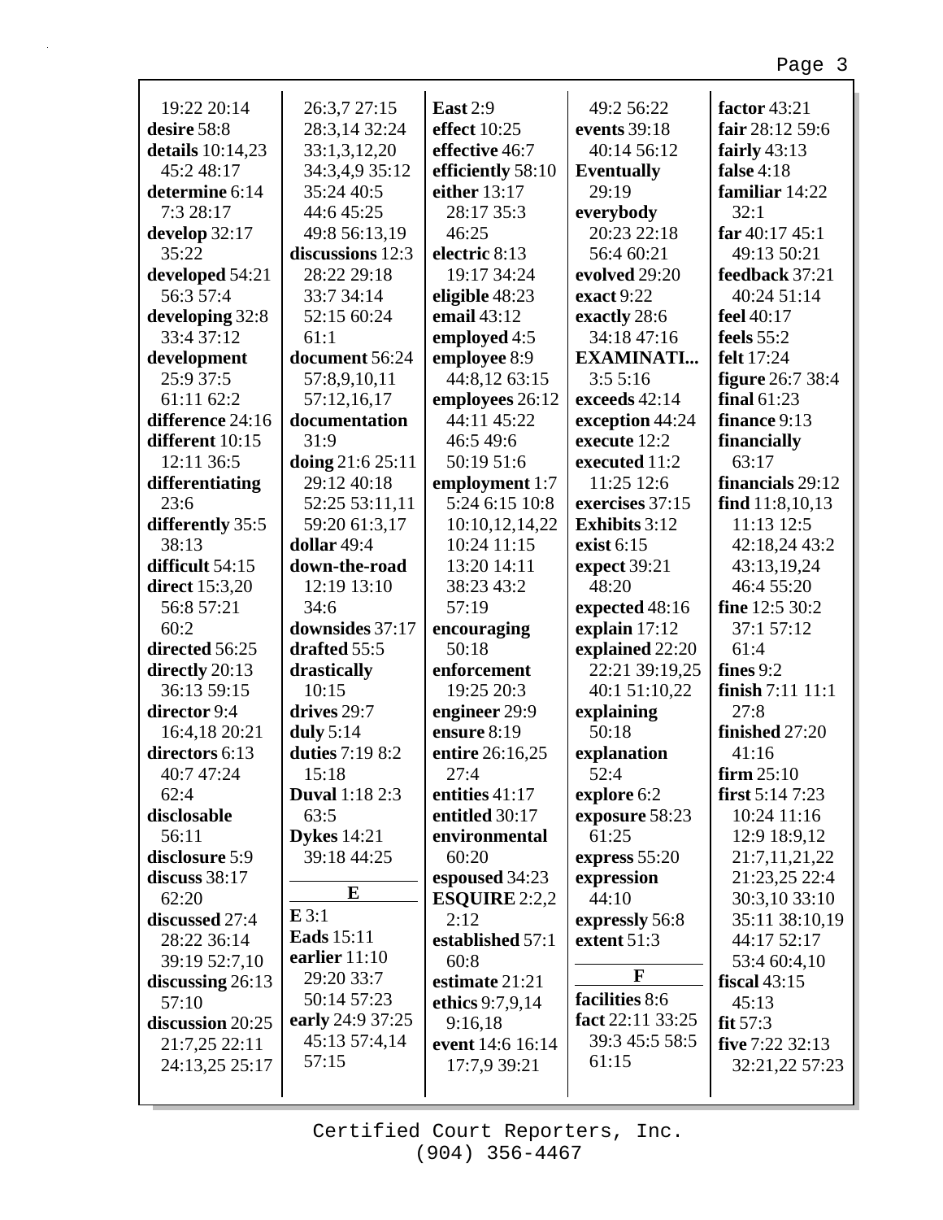19:22 20:14
**desire** 58:8
**details** 10:14,23
45:2 48:17
**determine** 6:14
7:3 28:17
**develop** 32:17
35:22
**developed** 54:21
56:3 57:4
**developing** 32:8
33:4 37:12
**development**
25:9 37:5
61:11 62:2
**difference** 24:16
**different** 10:15
12:11 36:5
**differentiating**
23:6
**differently** 35:5
38:13
**difficult** 54:15
**direct** 15:3,20
56:8 57:21
60:2
**directed** 56:25
**directly** 20:13
36:13 59:15
**director** 9:4
16:4,18 20:21
**directors** 6:13
40:7 47:24
62:4
**disclosable**
56:11
**disclosure** 5:9
**discuss** 38:17
62:20
**discussed** 27:4
28:22 36:14
39:19 52:7,10
**discussing** 26:13
57:10
**discussion** 20:25
21:7,25 22:11
24:13,25 25:17

26:3,7 27:15
28:3,14 32:24
33:1,3,12,20
34:3,4,9 35:12
35:24 40:5
44:6 45:25
49:8 56:13,19
**discussions** 12:3
28:22 29:18
33:7 34:14
52:15 60:24
61:1
**document** 56:24
57:8,9,10,11
57:12,16,17
**documentation**
31:9
**doing** 21:6 25:11
29:12 40:18
52:25 53:11,11
59:20 61:3,17
**dollar** 49:4
**down-the-road**
12:19 13:10
34:6
**downsides** 37:17
**drafted** 55:5
**drastically**
10:15
**drives** 29:7
**duly** 5:14
**duties** 7:19 8:2
15:18
**Duval** 1:18 2:3
63:5
**Dykes** 14:21
39:18 44:25

## E

**E** 3:1
**Eads** 15:11
**earlier** 11:10
29:20 33:7
50:14 57:23
**early** 24:9 37:25
45:13 57:4,14
57:15

**East** 2:9
**effect** 10:25
**effective** 46:7
**efficiently** 58:10
**either** 13:17
28:17 35:3
46:25
**electric** 8:13
19:17 34:24
**eligible** 48:23
**email** 43:12
**employed** 4:5
**employee** 8:9
44:8,12 63:15
**employees** 26:12
44:11 45:22
46:5 49:6
50:19 51:6
**employment** 1:7
5:24 6:15 10:8
10:10,12,14,22
10:24 11:15
13:20 14:11
38:23 43:2
57:19
**encouraging**
50:18
**enforcement**
19:25 20:3
**engineer** 29:9
**ensure** 8:19
**entire** 26:16,25
27:4
**entities** 41:17
**entitled** 30:17
**environmental**
60:20
**espoused** 34:23
**ESQUIRE** 2:2,2
2:12
**established** 57:1
60:8
**estimate** 21:21
**ethics** 9:7,9,14
9:16,18
**event** 14:6 16:14
17:7,9 39:21

49:2 56:22
**events** 39:18
40:14 56:12
**Eventually**
29:19
**everybody**
20:23 22:18
56:4 60:21
**evolved** 29:20
**exact** 9:22
**exactly** 28:6
34:18 47:16
**EXAMINATI...**
3:5 5:16
**exceeds** 42:14
**exception** 44:24
**execute** 12:2
**executed** 11:2
11:25 12:6
**exercises** 37:15
**Exhibits** 3:12
**exist** 6:15
**expect** 39:21
48:20
**expected** 48:16
**explain** 17:12
**explained** 22:20
22:21 39:19,25
40:1 51:10,22
**explaining**
50:18
**explanation**
52:4
**explore** 6:2
**exposure** 58:23
61:25
**express** 55:20
**expression**
44:10
**expressly** 56:8
**extent** 51:3

## F

**facilities** 8:6
**fact** 22:11 33:25
39:3 45:5 58:5
61:15

**factor** 43:21
**fair** 28:12 59:6
**fairly** 43:13
**false** 4:18
**familiar** 14:22
32:1
**far** 40:17 45:1
49:13 50:21
**feedback** 37:21
40:24 51:14
**feel** 40:17
**feels** 55:2
**felt** 17:24
**figure** 26:7 38:4
**final** 61:23
**finance** 9:13
**financially**
63:17
**financials** 29:12
**find** 11:8,10,13
11:13 12:5
42:18,24 43:2
43:13,19,24
46:4 55:20
**fine** 12:5 30:2
37:1 57:12
61:4
**fines** 9:2
**finish** 7:11 11:1
27:8
**finished** 27:20
41:16
**firm** 25:10
**first** 5:14 7:23
10:24 11:16
12:9 18:9,12
21:7,11,21,22
21:23,25 22:4
30:3,10 33:10
35:11 38:10,19
44:17 52:17
53:4 60:4,10
**fiscal** 43:15
45:13
**fit** 57:3
**five** 7:22 32:13
32:21,22 57:23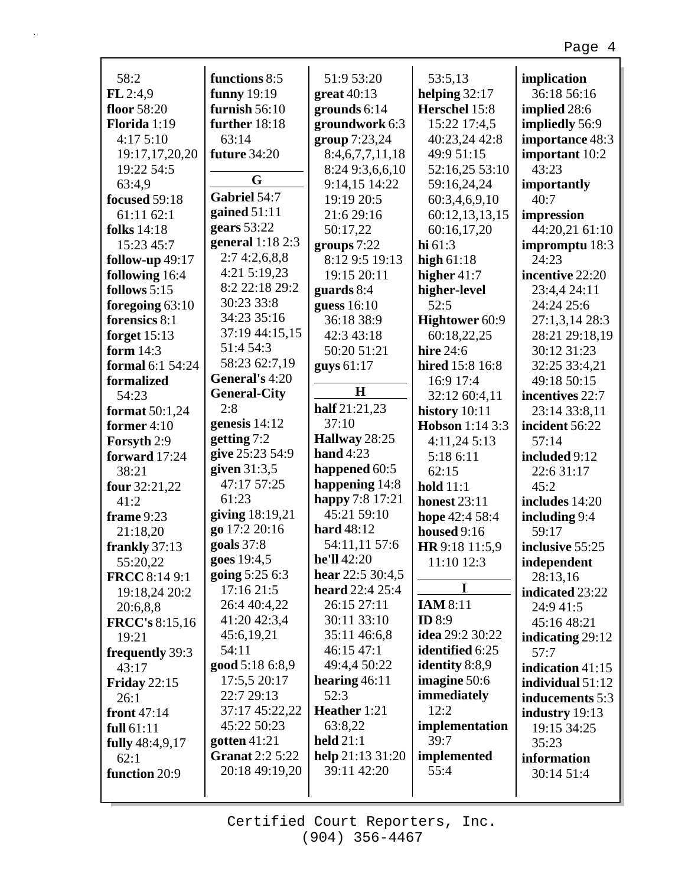58:2
**FL** 2:4,9
**floor** 58:20
**Florida** 1:19
4:17 5:10
19:17,17,20,20
19:22 54:5
63:4,9
**focused** 59:18
61:11 62:1
**folks** 14:18
15:23 45:7
**follow-up** 49:17
**following** 16:4
**follows** 5:15
**foregoing** 63:10
**forensics** 8:1
**forget** 15:13
**form** 14:3
**formal** 6:1 54:24
**formalized**
54:23
**format** 50:1,24
**former** 4:10
**Forsyth** 2:9
**forward** 17:24
38:21
**four** 32:21,22
41:2
**frame** 9:23
21:18,20
**frankly** 37:13
55:20,22
**FRCC** 8:14 9:1
19:18,24 20:2
20:6,8,8
**FRCC's** 8:15,16
19:21
**frequently** 39:3
43:17
**Friday** 22:15
26:1
**front** 47:14
**full** 61:11
**fully** 48:4,9,17
62:1
**function** 20:9
**functions** 8:5
**funny** 19:19
**furnish** 56:10
**further** 18:18
63:14
**future** 34:20

**G**

**Gabriel** 54:7
**gained** 51:11
**gears** 53:22
**general** 1:18 2:3
2:7 4:2,6,8,8
4:21 5:19,23
8:2 22:18 29:2
30:23 33:8
34:23 35:16
37:19 44:15,15
51:4 54:3
58:23 62:7,19
**General's** 4:20
**General-City**
2:8
**genesis** 14:12
**getting** 7:2
**give** 25:23 54:9
**given** 31:3,5
47:17 57:25
61:23
**giving** 18:19,21
**go** 17:2 20:16
**goals** 37:8
**goes** 19:4,5
**going** 5:25 6:3
17:16 21:5
26:4 40:4,22
41:20 42:3,4
45:6,19,21
54:11
**good** 5:18 6:8,9
17:5,5 20:17
22:7 29:13
37:17 45:22,22
45:22 50:23
**gotten** 41:21
**Granat** 2:2 5:22
20:18 49:19,20
51:9 53:20
**great** 40:13
**grounds** 6:14
**groundwork** 6:3
**group** 7:23,24
8:4,6,7,7,11,18
8:24 9:3,6,6,10
9:14,15 14:22
19:19 20:5
21:6 29:16
50:17,22
**groups** 7:22
8:12 9:5 19:13
19:15 20:11
**guards** 8:4
**guess** 16:10
36:18 38:9
42:3 43:18
50:20 51:21
**guys** 61:17

**H**

**half** 21:21,23
37:10
**Hallway** 28:25
**hand** 4:23
**happened** 60:5
**happening** 14:8
**happy** 7:8 17:21
45:21 59:10
**hard** 48:12
54:11,11 57:6
**he'll** 42:20
**hear** 22:5 30:4,5
**heard** 22:4 25:4
26:15 27:11
30:11 33:10
35:11 46:6,8
46:15 47:1
49:4,4 50:22
**hearing** 46:11
52:3
**Heather** 1:21
63:8,22
**held** 21:1
**help** 21:13 31:20
39:11 42:20
53:5,13
**helping** 32:17
**Herschel** 15:8
15:22 17:4,5
40:23,24 42:8
49:9 51:15
52:16,25 53:10
59:16,24,24
60:3,4,6,9,10
60:12,13,13,15
60:16,17,20
**hi** 61:3
**high** 61:18
**higher** 41:7
**higher-level**
52:5
**Hightower** 60:9
60:18,22,25
**hire** 24:6
**hired** 15:8 16:8
16:9 17:4
32:12 60:4,11
**history** 10:11
**Hobson** 1:14 3:3
4:11,24 5:13
5:18 6:11
62:15
**hold** 11:1
**honest** 23:11
**hope** 42:4 58:4
**housed** 9:16
**HR** 9:18 11:5,9
11:10 12:3

**I**

**IAM** 8:11
**ID** 8:9
**idea** 29:2 30:22
**identified** 6:25
**identity** 8:8,9
**imagine** 50:6
**immediately**
12:2
**implementation**
39:7
**implemented**
55:4
**implication**
36:18 56:16
**implied** 28:6
**impliedly** 56:9
**importance** 48:3
**important** 10:2
43:23
**importantly**
40:7
**impression**
44:20,21 61:10
**impromptu** 18:3
24:23
**incentive** 22:20
23:4,4 24:11
24:24 25:6
27:1,3,14 28:3
28:21 29:18,19
30:12 31:23
32:25 33:4,21
49:18 50:15
**incentives** 22:7
23:14 33:8,11
**incident** 56:22
57:14
**included** 9:12
22:6 31:17
45:2
**includes** 14:20
**including** 9:4
59:17
**inclusive** 55:25
**independent**
28:13,16
**indicated** 23:22
24:9 41:5
45:16 48:21
**indicating** 29:12
57:7
**indication** 41:15
**individual** 51:12
**inducements** 5:3
**industry** 19:13
19:15 34:25
35:23
**information**
30:14 51:4

Certified Court Reporters, Inc.
(904) 356-4467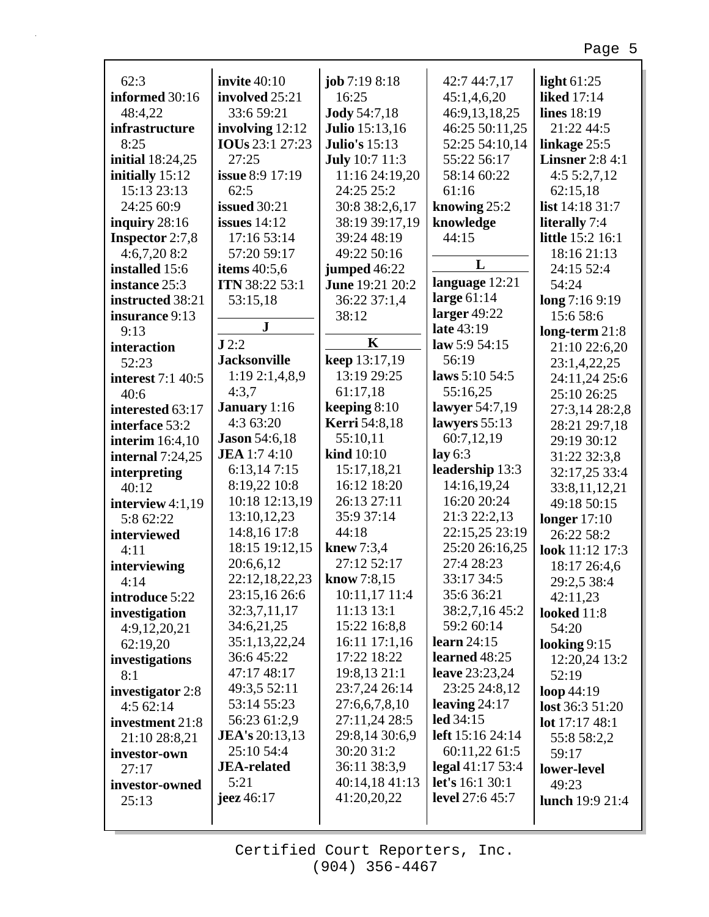62:3
**informed** 30:16 48:4,22
**infrastructure** 8:25
**initial** 18:24,25
**initially** 15:12 15:13 23:13 24:25 60:9
**inquiry** 28:16
**Inspector** 2:7,8 4:6,7,20 8:2
**installed** 15:6
**instance** 25:3
**instructed** 38:21
**insurance** 9:13 9:13
**interaction** 52:23
**interest** 7:1 40:5 40:6
**interested** 63:17
**interface** 53:2
**interim** 16:4,10
**internal** 7:24,25
**interpreting** 40:12
**interview** 4:1,19 5:8 62:22
**interviewed** 4:11
**interviewing** 4:14
**introduce** 5:22
**investigation** 4:9,12,20,21 62:19,20
**investigations** 8:1
**investigator** 2:8 4:5 62:14
**investment** 21:8 21:10 28:8,21
**investor-own** 27:17
**investor-owned** 25:13
**invite** 40:10
**involved** 25:21 33:6 59:21
**involving** 12:12
**IOUs** 23:1 27:23 27:25
**issue** 8:9 17:19 62:5
**issued** 30:21
**issues** 14:12 17:16 53:14 57:20 59:17
**items** 40:5,6
**ITN** 38:22 53:1 53:15,18

**J**

**J** 2:2
**Jacksonville** 1:19 2:1,4,8,9 4:3,7
**January** 1:16 4:3 63:20
**Jason** 54:6,18
**JEA** 1:7 4:10 6:13,14 7:15 8:19,22 10:8 10:18 12:13,19 13:10,12,23 14:8,16 17:8 18:15 19:12,15 20:6,6,12 22:12,18,22,23 23:15,16 26:6 32:3,7,11,17 34:6,21,25 35:1,13,22,24 36:6 45:22 47:17 48:17 49:3,5 52:11 53:14 55:23 56:23 61:2,9
**JEA's** 20:13,13 25:10 54:4
**JEA-related** 5:21
**jeez** 46:17
**job** 7:19 8:18 16:25
**Jody** 54:7,18
**Julio** 15:13,16
**Julio's** 15:13
**July** 10:7 11:3 11:16 24:19,20 24:25 25:2 30:8 38:2,6,17 38:19 39:17,19 39:24 48:19 49:22 50:16
**jumped** 46:22
**June** 19:21 20:2 36:22 37:1,4 38:12

**K**

**keep** 13:17,19 13:19 29:25 61:17,18
**keeping** 8:10
**Kerri** 54:8,18 55:10,11
**kind** 10:10 15:17,18,21 16:12 18:20 26:13 27:11 35:9 37:14 44:18
**knew** 7:3,4 27:12 52:17
**know** 7:8,15 10:11,17 11:4 11:13 13:1 15:22 16:8,8 16:11 17:1,16 17:22 18:22 19:8,13 21:1 23:7,24 26:14 27:6,6,7,8,10 27:11,24 28:5 29:8,14 30:6,9 30:20 31:2 36:11 38:3,9 40:14,18 41:13 41:20,20,22 42:7 44:7,17 45:1,4,6,20 46:9,13,18,25 46:25 50:11,25 52:25 54:10,14 55:22 56:17 58:14 60:22 61:16
**knowing** 25:2
**knowledge** 44:15

**L**

**language** 12:21
**large** 61:14
**larger** 49:22
**late** 43:19
**law** 5:9 54:15 56:19
**laws** 5:10 54:5 55:16,25
**lawyer** 54:7,19
**lawyers** 55:13 60:7,12,19
**lay** 6:3
**leadership** 13:3 14:16,19,24 16:20 20:24 21:3 22:2,13 22:15,25 23:19 25:20 26:16,25 27:4 28:23 33:17 34:5 35:6 36:21 38:2,7,16 45:2 59:2 60:14
**learn** 24:15
**learned** 48:25
**leave** 23:23,24 23:25 24:8,12
**leaving** 24:17
**led** 34:15
**left** 15:16 24:14 60:11,22 61:5
**legal** 41:17 53:4
**let's** 16:1 30:1
**level** 27:6 45:7
**light** 61:25
**liked** 17:14
**lines** 18:19 21:22 44:5
**linkage** 25:5
**Linsner** 2:8 4:1 4:5 5:2,7,12 62:15,18
**list** 14:18 31:7
**literally** 7:4
**little** 15:2 16:1 18:16 21:13 24:15 52:4 54:24
**long** 7:16 9:19 15:6 58:6
**long-term** 21:8 21:10 22:6,20 23:1,4,22,25 24:11,24 25:6 25:10 26:25 27:3,14 28:2,8 28:21 29:7,18 29:19 30:12 31:22 32:3,8 32:17,25 33:4 33:8,11,12,21 49:18 50:15
**longer** 17:10 26:22 58:2
**look** 11:12 17:3 18:17 26:4,6 29:2,5 38:4 42:11,23
**looked** 11:8 54:20
**looking** 9:15 12:20,24 13:2 52:19
**loop** 44:19
**lost** 36:3 51:20
**lot** 17:17 48:1 55:8 58:2,2 59:17
**lower-level** 49:23
**lunch** 19:9 21:4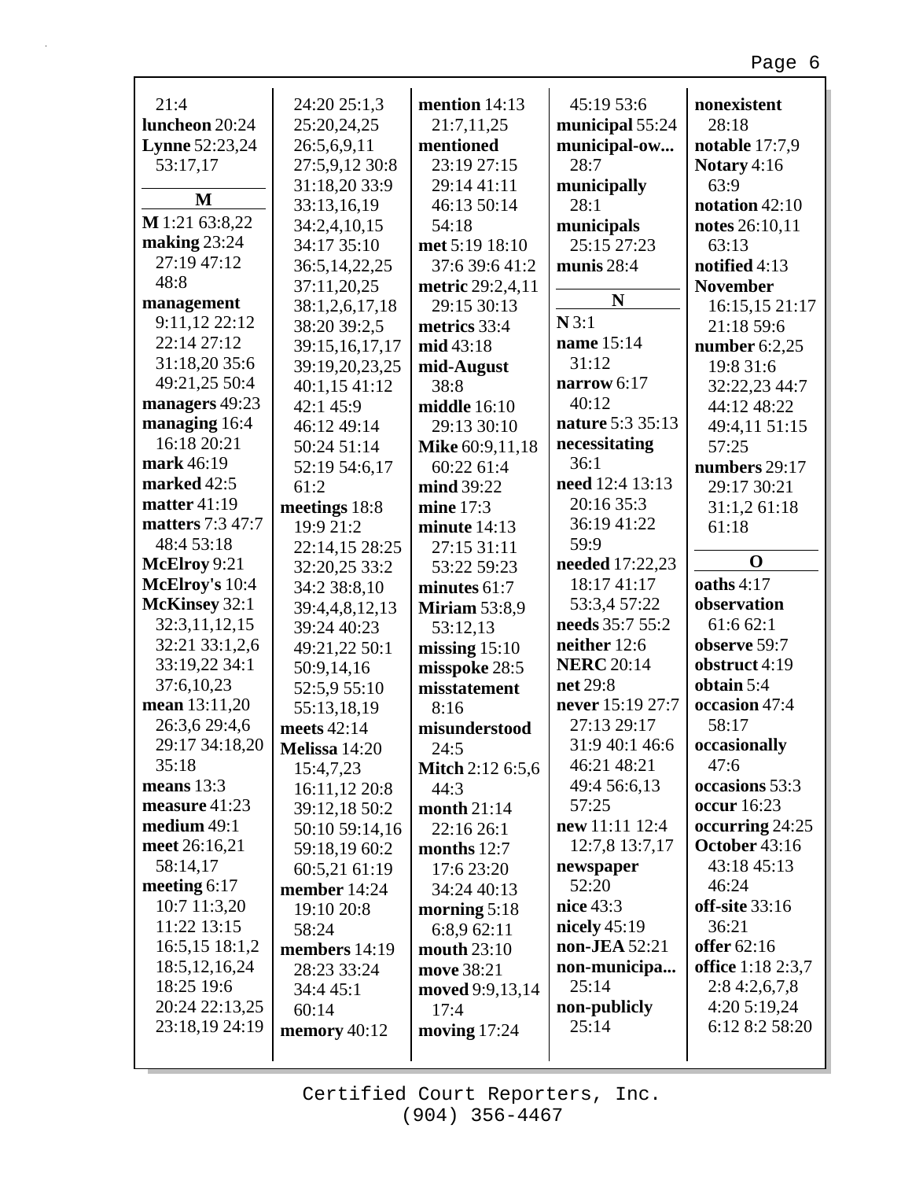21:4
**luncheon** 20:24
**Lynne** 52:23,24 53:17,17

**M**

**M** 1:21 63:8,22
**making** 23:24 27:19 47:12 48:8
**management** 9:11,12 22:12 22:14 27:12 31:18,20 35:6 49:21,25 50:4
**managers** 49:23
**managing** 16:4 16:18 20:21
**mark** 46:19
**marked** 42:5
**matter** 41:19
**matters** 7:3 47:7 48:4 53:18
**McElroy** 9:21
**McElroy's** 10:4
**McKinsey** 32:1 32:3,11,12,15 32:21 33:1,2,6 33:19,22 34:1 37:6,10,23
**mean** 13:11,20 26:3,6 29:4,6 29:17 34:18,20 35:18
**means** 13:3
**measure** 41:23
**medium** 49:1
**meet** 26:16,21 58:14,17
**meeting** 6:17 10:7 11:3,20 11:22 13:15 16:5,15 18:1,2 18:5,12,16,24 18:25 19:6 20:24 22:13,25 23:18,19 24:19 24:20 25:1,3 25:20,24,25 26:5,6,9,11 27:5,9,12 30:8 31:18,20 33:9 33:13,16,19 34:2,4,10,15 34:17 35:10 36:5,14,22,25 37:11,20,25 38:1,2,6,17,18 38:20 39:2,5 39:15,16,17,17 39:19,20,23,25 40:1,15 41:12 42:1 45:9 46:12 49:14 50:24 51:14 52:19 54:6,17 61:2
**meetings** 18:8 19:9 21:2 22:14,15 28:25 32:20,25 33:2 34:2 38:8,10 39:4,4,8,12,13 39:24 40:23 49:21,22 50:1 50:9,14,16 52:5,9 55:10 55:13,18,19
**meets** 42:14
**Melissa** 14:20 15:4,7,23 16:11,12 20:8 39:12,18 50:2 50:10 59:14,16 59:18,19 60:2 60:5,21 61:19
**member** 14:24 19:10 20:8 58:24
**members** 14:19 28:23 33:24 34:4 45:1 60:14
**memory** 40:12
**mention** 14:13 21:7,11,25
**mentioned** 23:19 27:15 29:14 41:11 46:13 50:14 54:18
**met** 5:19 18:10 37:6 39:6 41:2
**metric** 29:2,4,11 29:15 30:13
**metrics** 33:4
**mid** 43:18
**mid-August** 38:8
**middle** 16:10 29:13 30:10
**Mike** 60:9,11,18 60:22 61:4
**mind** 39:22
**mine** 17:3
**minute** 14:13 27:15 31:11 53:22 59:23
**minutes** 61:7
**Miriam** 53:8,9 53:12,13
**missing** 15:10
**misspoke** 28:5
**misstatement** 8:16
**misunderstood** 24:5
**Mitch** 2:12 6:5,6 44:3
**month** 21:14 22:16 26:1
**months** 12:7 17:6 23:20 34:24 40:13
**morning** 5:18 6:8,9 62:11
**mouth** 23:10
**move** 38:21
**moved** 9:9,13,14 17:4
**moving** 17:24
45:19 53:6
**municipal** 55:24
**municipal-ow...** 28:7
**municipally** 28:1
**municipals** 25:15 27:23
**munis** 28:4

**N**

**N** 3:1
**name** 15:14 31:12
**narrow** 6:17 40:12
**nature** 5:3 35:13
**necessitating** 36:1
**need** 12:4 13:13 20:16 35:3 36:19 41:22 59:9
**needed** 17:22,23 18:17 41:17 53:3,4 57:22
**needs** 35:7 55:2
**neither** 12:6
**NERC** 20:14
**net** 29:8
**never** 15:19 27:7 27:13 29:17 31:9 40:1 46:6 46:21 48:21 49:4 56:6,13 57:25
**new** 11:11 12:4 12:7,8 13:7,17
**newspaper** 52:20
**nice** 43:3
**nicely** 45:19
**non-JEA** 52:21
**non-municipa...** 25:14
**non-publicly** 25:14
**nonexistent** 28:18
**notable** 17:7,9
**Notary** 4:16 63:9
**notation** 42:10
**notes** 26:10,11 63:13
**notified** 4:13
**November** 16:15,15 21:17 21:18 59:6
**number** 6:2,25 19:8 31:6 32:22,23 44:7 44:12 48:22 49:4,11 51:15 57:25
**numbers** 29:17 29:17 30:21 31:1,2 61:18 61:18

**O**

**oaths** 4:17
**observation** 61:6 62:1
**observe** 59:7
**obstruct** 4:19
**obtain** 5:4
**occasion** 47:4 58:17
**occasionally** 47:6
**occasions** 53:3
**occur** 16:23
**occurring** 24:25
**October** 43:16 43:18 45:13 46:24
**off-site** 33:16 36:21
**offer** 62:16
**office** 1:18 2:3,7 2:8 4:2,6,7,8 4:20 5:19,24 6:12 8:2 58:20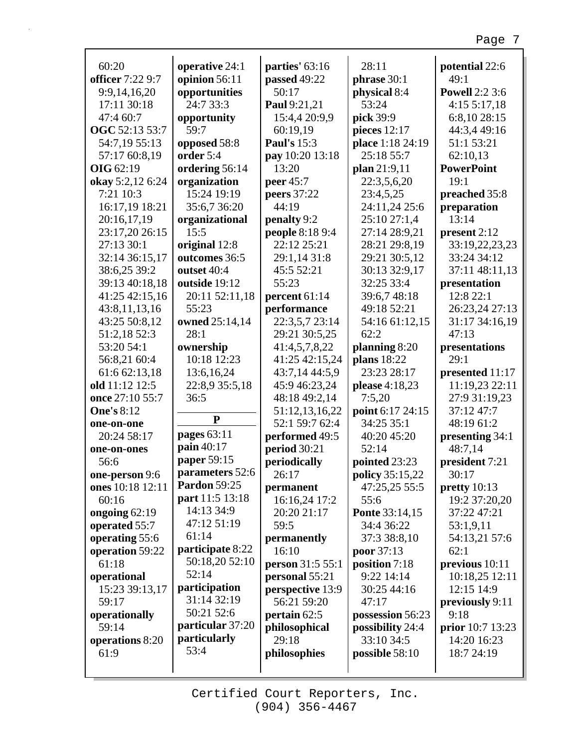60:20
**officer** 7:22 9:7
9:9,14,16,20
17:11 30:18
47:4 60:7
**OGC** 52:13 53:7
54:7,19 55:13
57:17 60:8,19
**OIG** 62:19
**okay** 5:2,12 6:24
7:21 10:3
16:17,19 18:21
20:16,17,19
23:17,20 26:15
27:13 30:1
32:14 36:15,17
38:6,25 39:2
39:13 40:18,18
41:25 42:15,16
43:8,11,13,16
43:25 50:8,12
51:2,18 52:3
53:20 54:1
56:8,21 60:4
61:6 62:13,18
**old** 11:12 12:5
**once** 27:10 55:7
**One's** 8:12
**one-on-one**
20:24 58:17
**one-on-ones**
56:6
**one-person** 9:6
**ones** 10:18 12:11
60:16
**ongoing** 62:19
**operated** 55:7
**operating** 55:6
**operation** 59:22
61:18
**operational**
15:23 39:13,17
59:17
**operationally**
59:14
**operations** 8:20
61:9

**operative** 24:1
**opinion** 56:11
**opportunities**
24:7 33:3
**opportunity**
59:7
**opposed** 58:8
**order** 5:4
**ordering** 56:14
**organization**
15:24 19:19
35:6,7 36:20
**organizational**
15:5
**original** 12:8
**outcomes** 36:5
**outset** 40:4
**outside** 19:12
20:11 52:11,18
55:23
**owned** 25:14,14
28:1
**ownership**
10:18 12:23
13:6,16,24
22:8,9 35:5,18
36:5

**P**

**pages** 63:11
**pain** 40:17
**paper** 59:15
**parameters** 52:6
**Pardon** 59:25
**part** 11:5 13:18
14:13 34:9
47:12 51:19
61:14
**participate** 8:22
50:18,20 52:10
52:14
**participation**
31:14 32:19
50:21 52:6
**particular** 37:20
**particularly**
53:4

**parties'** 63:16
**passed** 49:22
50:17
**Paul** 9:21,21
15:4,4 20:9,9
60:19,19
**Paul's** 15:3
**pay** 10:20 13:18
13:20
**peer** 45:7
**peers** 37:22
44:19
**penalty** 9:2
**people** 8:18 9:4
22:12 25:21
29:1,14 31:8
45:5 52:21
55:23
**percent** 61:14
**performance**
22:3,5,7 23:14
29:21 30:5,25
41:4,5,7,8,22
41:25 42:15,24
43:7,14 44:5,9
45:9 46:23,24
48:18 49:2,14
51:12,13,16,22
52:1 59:7 62:4
**performed** 49:5
**period** 30:21
**periodically**
26:17
**permanent**
16:16,24 17:2
20:20 21:17
59:5
**permanently**
16:10
**person** 31:5 55:1
**personal** 55:21
**perspective** 13:9
56:21 59:20
**pertain** 62:5
**philosophical**
29:18
**philosophies**

28:11
**phrase** 30:1
**physical** 8:4
53:24
**pick** 39:9
**pieces** 12:17
**place** 1:18 24:19
25:18 55:7
**plan** 21:9,11
22:3,5,6,20
23:4,5,25
24:11,24 25:6
25:10 27:1,4
27:14 28:9,21
28:21 29:8,19
29:21 30:5,12
30:13 32:9,17
32:25 33:4
39:6,7 48:18
49:18 52:21
54:16 61:12,15
62:2
**planning** 8:20
**plans** 18:22
23:23 28:17
**please** 4:18,23
7:5,20
**point** 6:17 24:15
34:25 35:1
40:20 45:20
52:14
**pointed** 23:23
**policy** 35:15,22
47:25,25 55:5
55:6
**Ponte** 33:14,15
34:4 36:22
37:3 38:8,10
**poor** 37:13
**position** 7:18
9:22 14:14
30:25 44:16
47:17
**possession** 56:23
**possibility** 24:4
33:10 34:5
**possible** 58:10

**potential** 22:6
49:1
**Powell** 2:2 3:6
4:15 5:17,18
6:8,10 28:15
44:3,4 49:16
51:1 53:21
62:10,13
**PowerPoint**
19:1
**preached** 35:8
**preparation**
13:14
**present** 2:12
33:19,22,23,23
33:24 34:12
37:11 48:11,13
**presentation**
12:8 22:1
26:23,24 27:13
31:17 34:16,19
47:13
**presentations**
29:1
**presented** 11:17
11:19,23 22:11
27:9 31:19,23
37:12 47:7
48:19 61:2
**presenting** 34:1
48:7,14
**president** 7:21
30:17
**pretty** 10:13
19:2 37:20,20
37:22 47:21
53:1,9,11
54:13,21 57:6
62:1
**previous** 10:11
10:18,25 12:11
12:15 14:9
**previously** 9:11
9:18
**prior** 10:7 13:23
14:20 16:23
18:7 24:19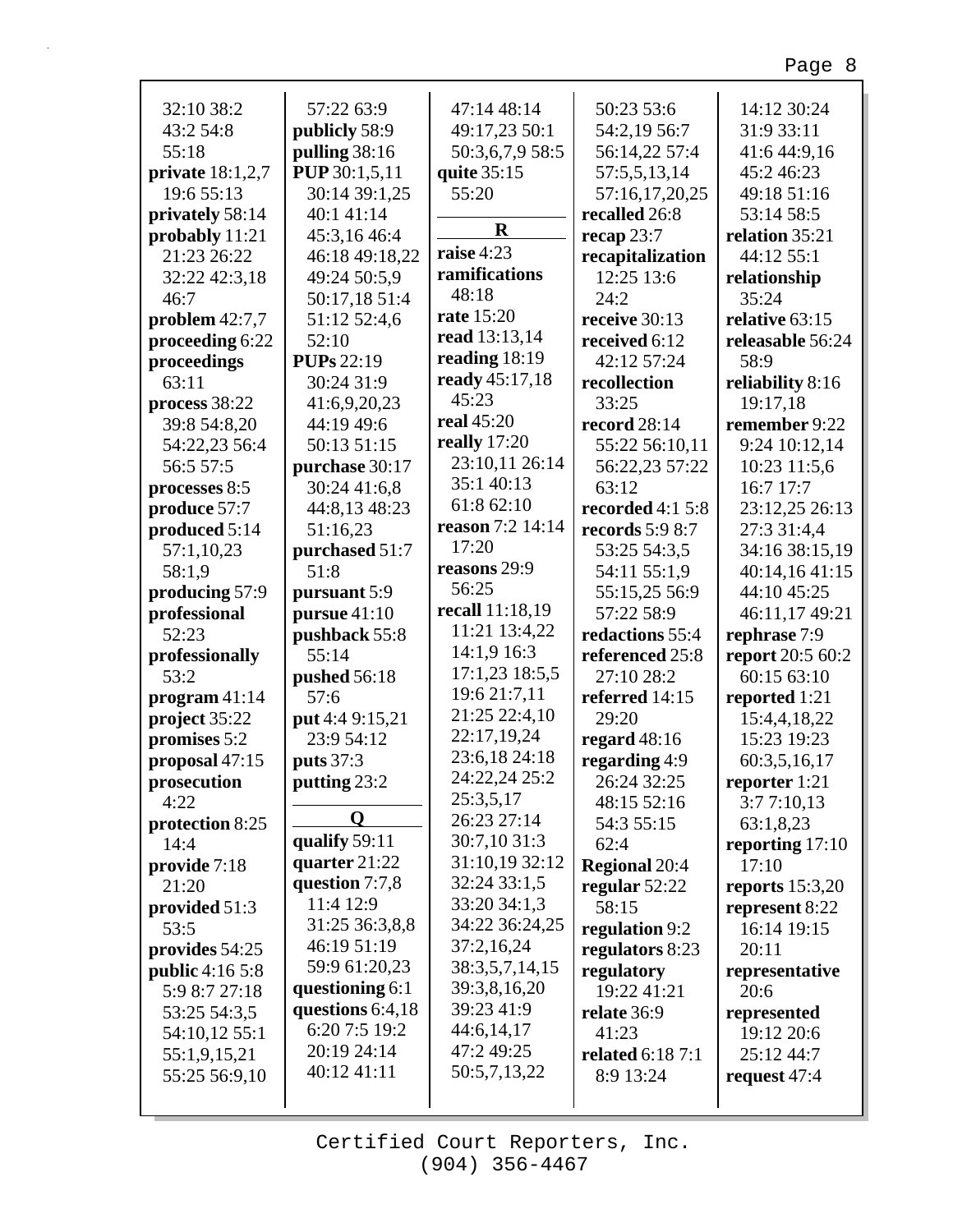32:10 38:2
43:2 54:8
55:18
**private** 18:1,2,7
19:6 55:13
**privately** 58:14
**probably** 11:21
21:23 26:22
32:22 42:3,18
46:7
**problem** 42:7,7
**proceeding** 6:22
**proceedings**
63:11
**process** 38:22
39:8 54:8,20
54:22,23 56:4
56:5 57:5
**processes** 8:5
**produce** 57:7
**produced** 5:14
57:1,10,23
58:1,9
**producing** 57:9
**professional**
52:23
**professionally**
53:2
**program** 41:14
**project** 35:22
**promises** 5:2
**proposal** 47:15
**prosecution**
4:22
**protection** 8:25
14:4
**provide** 7:18
21:20
**provided** 51:3
53:5
**provides** 54:25
**public** 4:16 5:8
5:9 8:7 27:18
53:25 54:3,5
54:10,12 55:1
55:1,9,15,21
55:25 56:9,10
57:22 63:9
**publicly** 58:9
**pulling** 38:16
**PUP** 30:1,5,11
30:14 39:1,25
40:1 41:14
45:3,16 46:4
46:18 49:18,22
49:24 50:5,9
50:17,18 51:4
51:12 52:4,6
52:10
**PUPs** 22:19
30:24 31:9
41:6,9,20,23
44:19 49:6
50:13 51:15
**purchase** 30:17
30:24 41:6,8
44:8,13 48:23
51:16,23
**purchased** 51:7
51:8
**pursuant** 5:9
**pursue** 41:10
**pushback** 55:8
55:14
**pushed** 56:18
57:6
**put** 4:4 9:15,21
23:9 54:12
**puts** 37:3
**putting** 23:2

**Q**

**qualify** 59:11
**quarter** 21:22
**question** 7:7,8
11:4 12:9
31:25 36:3,8,8
46:19 51:19
59:9 61:20,23
**questioning** 6:1
**questions** 6:4,18
6:20 7:5 19:2
20:19 24:14
40:12 41:11
47:14 48:14
49:17,23 50:1
50:3,6,7,9 58:5
**quite** 35:15
55:20

**R**

**raise** 4:23
**ramifications**
48:18
**rate** 15:20
**read** 13:13,14
**reading** 18:19
**ready** 45:17,18
45:23
**real** 45:20
**really** 17:20
23:10,11 26:14
35:1 40:13
61:8 62:10
**reason** 7:2 14:14
17:20
**reasons** 29:9
56:25
**recall** 11:18,19
11:21 13:4,22
14:1,9 16:3
17:1,23 18:5,5
19:6 21:7,11
21:25 22:4,10
22:17,19,24
23:6,18 24:18
24:22,24 25:2
25:3,5,17
26:23 27:14
30:7,10 31:3
31:10,19 32:12
32:24 33:1,5
33:20 34:1,3
34:22 36:24,25
37:2,16,24
38:3,5,7,14,15
39:3,8,16,20
39:23 41:9
44:6,14,17
47:2 49:25
50:5,7,13,22
50:23 53:6
54:2,19 56:7
56:14,22 57:4
57:5,5,13,14
57:16,17,20,25
**recalled** 26:8
**recap** 23:7
**recapitalization**
12:25 13:6
24:2
**receive** 30:13
**received** 6:12
42:12 57:24
**recollection**
33:25
**record** 28:14
55:22 56:10,11
56:22,23 57:22
63:12
**recorded** 4:1 5:8
**records** 5:9 8:7
53:25 54:3,5
54:11 55:1,9
55:15,25 56:9
57:22 58:9
**redactions** 55:4
**referenced** 25:8
27:10 28:2
**referred** 14:15
29:20
**regard** 48:16
**regarding** 4:9
26:24 32:25
48:15 52:16
54:3 55:15
62:4
**Regional** 20:4
**regular** 52:22
58:15
**regulation** 9:2
**regulators** 8:23
**regulatory**
19:22 41:21
**relate** 36:9
41:23
**related** 6:18 7:1
8:9 13:24
14:12 30:24
31:9 33:11
41:6 44:9,16
45:2 46:23
49:18 51:16
53:14 58:5
**relation** 35:21
44:12 55:1
**relationship**
35:24
**relative** 63:15
**releasable** 56:24
58:9
**reliability** 8:16
19:17,18
**remember** 9:22
9:24 10:12,14
10:23 11:5,6
16:7 17:7
23:12,25 26:13
27:3 31:4,4
34:16 38:15,19
40:14,16 41:15
44:10 45:25
46:11,17 49:21
**rephrase** 7:9
**report** 20:5 60:2
60:15 63:10
**reported** 1:21
15:4,4,18,22
15:23 19:23
60:3,5,16,17
**reporter** 1:21
3:7 7:10,13
63:1,8,23
**reporting** 17:10
17:10
**reports** 15:3,20
**represent** 8:22
16:14 19:15
20:11
**representative**
20:6
**represented**
19:12 20:6
25:12 44:7
**request** 47:4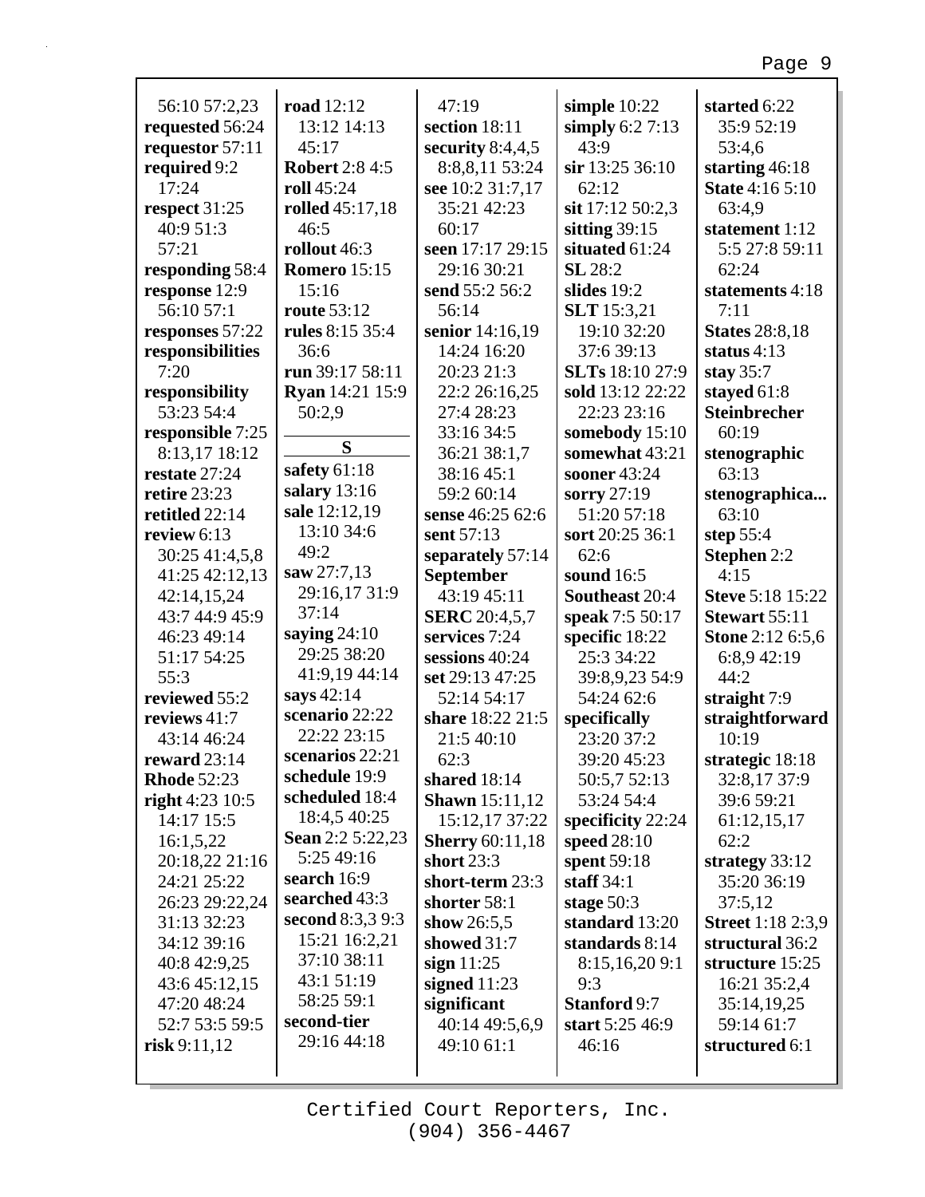56:10 57:2,23
**requested** 56:24
**requestor** 57:11
**required** 9:2
17:24
**respect** 31:25
40:9 51:3
57:21
**responding** 58:4
**response** 12:9
56:10 57:1
**responses** 57:22
**responsibilities**
7:20
**responsibility**
53:23 54:4
**responsible** 7:25
8:13,17 18:12
**restate** 27:24
**retire** 23:23
**retitled** 22:14
**review** 6:13
30:25 41:4,5,8
41:25 42:12,13
42:14,15,24
43:7 44:9 45:9
46:23 49:14
51:17 54:25
55:3
**reviewed** 55:2
**reviews** 41:7
43:14 46:24
**reward** 23:14
**Rhode** 52:23
**right** 4:23 10:5
14:17 15:5
16:1,5,22
20:18,22 21:16
24:21 25:22
26:23 29:22,24
31:13 32:23
34:12 39:16
40:8 42:9,25
43:6 45:12,15
47:20 48:24
52:7 53:5 59:5
**risk** 9:11,12

**road** 12:12
13:12 14:13
45:17
**Robert** 2:8 4:5
**roll** 45:24
**rolled** 45:17,18
46:5
**rollout** 46:3
**Romero** 15:15
15:16
**route** 53:12
**rules** 8:15 35:4
36:6
**run** 39:17 58:11
**Ryan** 14:21 15:9
50:2,9

**S**

**safety** 61:18
**salary** 13:16
**sale** 12:12,19
13:10 34:6
49:2
**saw** 27:7,13
29:16,17 31:9
37:14
**saying** 24:10
29:25 38:20
41:9,19 44:14
**says** 42:14
**scenario** 22:22
22:22 23:15
**scenarios** 22:21
**schedule** 19:9
**scheduled** 18:4
18:4,5 40:25
**Sean** 2:2 5:22,23
5:25 49:16
**search** 16:9
**searched** 43:3
**second** 8:3,3 9:3
15:21 16:2,21
37:10 38:11
43:1 51:19
58:25 59:1
**second-tier**
29:16 44:18

47:19
**section** 18:11
**security** 8:4,4,5
8:8,8,11 53:24
**see** 10:2 31:7,17
35:21 42:23
60:17
**seen** 17:17 29:15
29:16 30:21
**send** 55:2 56:2
56:14
**senior** 14:16,19
14:24 16:20
20:23 21:3
22:2 26:16,25
27:4 28:23
33:16 34:5
36:21 38:1,7
38:16 45:1
59:2 60:14
**sense** 46:25 62:6
**sent** 57:13
**separately** 57:14
**September**
43:19 45:11
**SERC** 20:4,5,7
**services** 7:24
**sessions** 40:24
**set** 29:13 47:25
52:14 54:17
**share** 18:22 21:5
21:5 40:10
62:3
**shared** 18:14
**Shawn** 15:11,12
15:12,17 37:22
**Sherry** 60:11,18
**short** 23:3
**short-term** 23:3
**shorter** 58:1
**show** 26:5,5
**showed** 31:7
**sign** 11:25
**signed** 11:23
**significant**
40:14 49:5,6,9
49:10 61:1

**simple** 10:22
**simply** 6:2 7:13
43:9
**sir** 13:25 36:10
62:12
**sit** 17:12 50:2,3
**sitting** 39:15
**situated** 61:24
**SL** 28:2
**slides** 19:2
**SLT** 15:3,21
19:10 32:20
37:6 39:13
**SLTs** 18:10 27:9
**sold** 13:12 22:22
22:23 23:16
**somebody** 15:10
**somewhat** 43:21
**sooner** 43:24
**sorry** 27:19
51:20 57:18
**sort** 20:25 36:1
62:6
**sound** 16:5
**Southeast** 20:4
**speak** 7:5 50:17
**specific** 18:22
25:3 34:22
39:8,9,23 54:9
54:24 62:6
**specifically**
23:20 37:2
39:20 45:23
50:5,7 52:13
53:24 54:4
**specificity** 22:24
**speed** 28:10
**spent** 59:18
**staff** 34:1
**stage** 50:3
**standard** 13:20
**standards** 8:14
8:15,16,20 9:1
9:3
**Stanford** 9:7
**start** 5:25 46:9
46:16

**started** 6:22
35:9 52:19
53:4,6
**starting** 46:18
**State** 4:16 5:10
63:4,9
**statement** 1:12
5:5 27:8 59:11
62:24
**statements** 4:18
7:11
**States** 28:8,18
**status** 4:13
**stay** 35:7
**stayed** 61:8
**Steinbrecher**
60:19
**stenographic**
63:13
**stenographica...**
63:10
**step** 55:4
**Stephen** 2:2
4:15
**Steve** 5:18 15:22
**Stewart** 55:11
**Stone** 2:12 6:5,6
6:8,9 42:19
44:2
**straight** 7:9
**straightforward**
10:19
**strategic** 18:18
32:8,17 37:9
39:6 59:21
61:12,15,17
62:2
**strategy** 33:12
35:20 36:19
37:5,12
**Street** 1:18 2:3,9
**structural** 36:2
**structure** 15:25
16:21 35:2,4
35:14,19,25
59:14 61:7
**structured** 6:1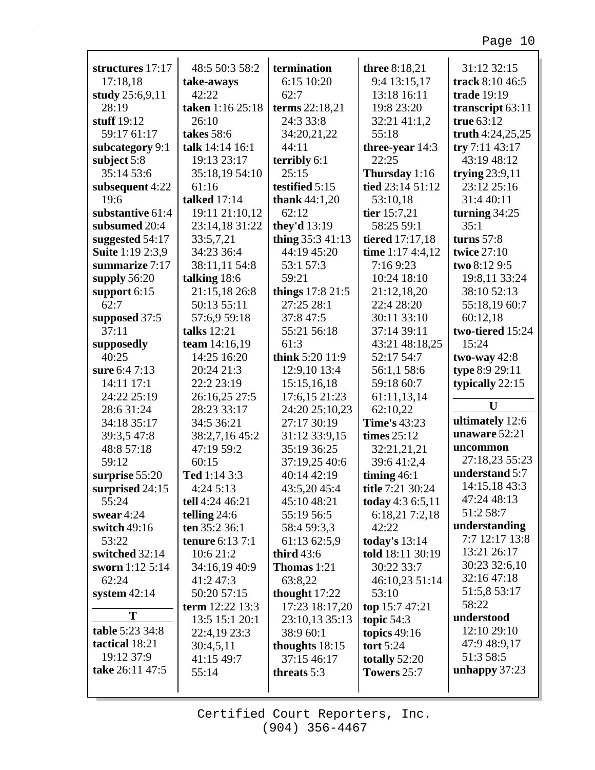**structures** 17:17 17:18,18
**study** 25:6,9,11 28:19
**stuff** 19:12 59:17 61:17
**subcategory** 9:1
**subject** 5:8 35:14 53:6
**subsequent** 4:22 19:6
**substantive** 61:4
**subsumed** 20:4
**suggested** 54:17
**Suite** 1:19 2:3,9
**summarize** 7:17
**supply** 56:20
**support** 6:15 62:7
**supposed** 37:5 37:11
**supposedly** 40:25
**sure** 6:4 7:13 14:11 17:1 24:22 25:19 28:6 31:24 34:18 35:17 39:3,5 47:8 48:8 57:18 59:12
**surprise** 55:20
**surprised** 24:15 55:24
**swear** 4:24
**switch** 49:16 53:22
**switched** 32:14
**sworn** 1:12 5:14 62:24
**system** 42:14

**T**

**table** 5:23 34:8
**tactical** 18:21 19:12 37:9
**take** 26:11 47:5 48:5 50:3 58:2
**take-aways** 42:22
**taken** 1:16 25:18 26:10
**takes** 58:6
**talk** 14:14 16:1 19:13 23:17 35:18,19 54:10 61:16
**talked** 17:14 19:11 21:10,12 23:14,18 31:22 33:5,7,21 34:23 36:4 38:11,11 54:8
**talking** 18:6 21:15,18 26:8 50:13 55:11 57:6,9 59:18
**talks** 12:21
**team** 14:16,19 14:25 16:20 20:24 21:3 22:2 23:19 26:16,25 27:5 28:23 33:17 34:5 36:21 38:2,7,16 45:2 47:19 59:2 60:15
**Ted** 1:14 3:3 4:24 5:13
**tell** 4:24 46:21
**telling** 24:6
**ten** 35:2 36:1
**tenure** 6:13 7:1 10:6 21:2 34:16,19 40:9 41:2 47:3 50:20 57:15
**term** 12:22 13:3 13:5 15:1 20:1 22:4,19 23:3 30:4,5,11 41:15 49:7 55:14
**termination** 6:15 10:20 62:7
**terms** 22:18,21 24:3 33:8 34:20,21,22 44:11
**terribly** 6:1 25:15
**testified** 5:15
**thank** 44:1,20 62:12
**they'd** 13:19
**thing** 35:3 41:13 44:19 45:20 53:1 57:3 59:21
**things** 17:8 21:5 27:25 28:1 37:8 47:5 55:21 56:18 61:3
**think** 5:20 11:9 12:9,10 13:4 15:15,16,18 17:6,15 21:23 24:20 25:10,23 27:17 30:19 31:12 33:9,15 35:19 36:25 37:19,25 40:6 40:14 42:19 43:5,20 45:4 45:10 48:21 55:19 56:5 58:4 59:3,3 61:13 62:5,9
**third** 43:6
**Thomas** 1:21 63:8,22
**thought** 17:22 17:23 18:17,20 23:10,13 35:13 38:9 60:1
**thoughts** 18:15 37:15 46:17
**threats** 5:3
**three** 8:18,21 9:4 13:15,17 13:18 16:11 19:8 23:20 32:21 41:1,2 55:18
**three-year** 14:3 22:25
**Thursday** 1:16
**tied** 23:14 51:12 53:10,18
**tier** 15:7,21 58:25 59:1
**tiered** 17:17,18
**time** 1:17 4:4,12 7:16 9:23 10:24 18:10 21:12,18,20 22:4 28:20 30:11 33:10 37:14 39:11 43:21 48:18,25 52:17 54:7 56:1,1 58:6 59:18 60:7 61:11,13,14 62:10,22
**Time's** 43:23
**times** 25:12 32:21,21,21 39:6 41:2,4
**timing** 46:1
**title** 7:21 30:24
**today** 4:3 6:5,11 6:18,21 7:2,18 42:22
**today's** 13:14
**told** 18:11 30:19 30:22 33:7 46:10,23 51:14 53:10
**top** 15:7 47:21
**topic** 54:3
**topics** 49:16
**tort** 5:24
**totally** 52:20
**Towers** 25:7
31:12 32:15
**track** 8:10 46:5
**trade** 19:19
**transcript** 63:11
**true** 63:12
**truth** 4:24,25,25
**try** 7:11 43:17 43:19 48:12
**trying** 23:9,11 23:12 25:16 31:4 40:11
**turning** 34:25 35:1
**turns** 57:8
**twice** 27:10
**two** 8:12 9:5 19:8,11 33:24 38:10 52:13 55:18,19 60:7 60:12,18
**two-tiered** 15:24 15:24
**two-way** 42:8
**type** 8:9 29:11
**typically** 22:15

**U**

**ultimately** 12:6
**unaware** 52:21
**uncommon** 27:18,23 55:23
**understand** 5:7 14:15,18 43:3 47:24 48:13 51:2 58:7
**understanding** 7:7 12:17 13:8 13:21 26:17 30:23 32:6,10 32:16 47:18 51:5,8 53:17 58:22
**understood** 12:10 29:10 47:9 48:9,17 51:3 58:5
**unhappy** 37:23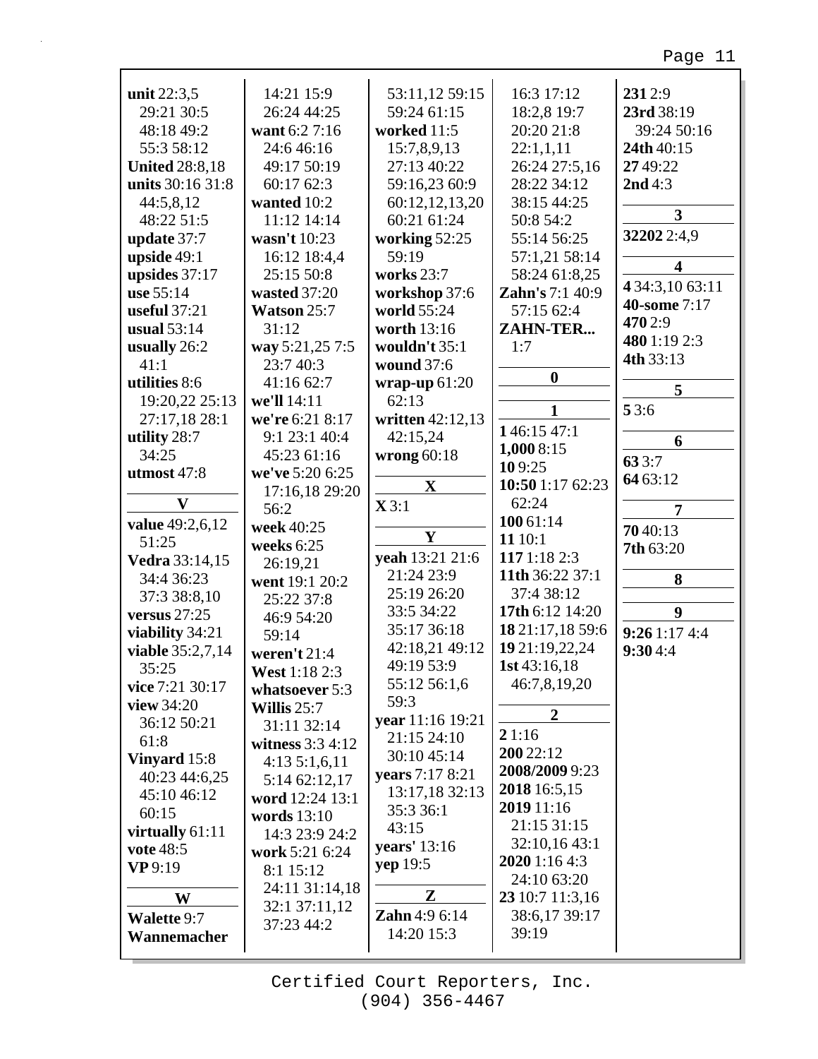**unit** 22:3,5 29:21 30:5 48:18 49:2 55:3 58:12
**United** 28:8,18
**units** 30:16 31:8 44:5,8,12 48:22 51:5
**update** 37:7
**upside** 49:1
**upsides** 37:17
**use** 55:14
**useful** 37:21
**usual** 53:14
**usually** 26:2 41:1
**utilities** 8:6 19:20,22 25:13 27:17,18 28:1
**utility** 28:7 34:25
**utmost** 47:8

**V**

**value** 49:2,6,12 51:25
**Vedra** 33:14,15 34:4 36:23 37:3 38:8,10
**versus** 27:25
**viability** 34:21
**viable** 35:2,7,14 35:25
**vice** 7:21 30:17
**view** 34:20 36:12 50:21 61:8
**Vinyard** 15:8 40:23 44:6,25 45:10 46:12 60:15
**virtually** 61:11
**vote** 48:5
**VP** 9:19

**W**

**Walette** 9:7
**Wannemacher** 14:21 15:9 26:24 44:25
**want** 6:2 7:16 24:6 46:16 49:17 50:19 60:17 62:3
**wanted** 10:2 11:12 14:14
**wasn't** 10:23 16:12 18:4,4 25:15 50:8
**wasted** 37:20
**Watson** 25:7 31:12
**way** 5:21,25 7:5 23:7 40:3 41:16 62:7
**we'll** 14:11
**we're** 6:21 8:17 9:1 23:1 40:4 45:23 61:16
**we've** 5:20 6:25 17:16,18 29:20 56:2
**week** 40:25
**weeks** 6:25 26:19,21
**went** 19:1 20:2 25:22 37:8 46:9 54:20 59:14
**weren't** 21:4
**West** 1:18 2:3
**whatsoever** 5:3
**Willis** 25:7 31:11 32:14
**witness** 3:3 4:12 4:13 5:1,6,11 5:14 62:12,17
**word** 12:24 13:1
**words** 13:10 14:3 23:9 24:2
**work** 5:21 6:24 8:1 15:12 24:11 31:14,18 32:1 37:11,12 37:23 44:2 53:11,12 59:15 59:24 61:15
**worked** 11:5 15:7,8,9,13 27:13 40:22 59:16,23 60:9 60:12,12,13,20 60:21 61:24
**working** 52:25 59:19
**works** 23:7
**workshop** 37:6
**world** 55:24
**worth** 13:16
**wouldn't** 35:1
**wound** 37:6
**wrap-up** 61:20 62:13
**written** 42:12,13 42:15,24
**wrong** 60:18

**X**

**X** 3:1

**Y**

**yeah** 13:21 21:6 21:24 23:9 25:19 26:20 33:5 34:22 35:17 36:18 42:18,21 49:12 49:19 53:9 55:12 56:1,6 59:3
**year** 11:16 19:21 21:15 24:10 30:10 45:14
**years** 7:17 8:21 13:17,18 32:13 35:3 36:1 43:15
**years'** 13:16
**yep** 19:5

**Z**

**Zahn** 4:9 6:14 14:20 15:3 16:3 17:12 18:2,8 19:7 20:20 21:8 22:1,1,11 26:24 27:5,16 28:22 34:12 38:15 44:25 50:8 54:2 55:14 56:25 57:1,21 58:14 58:24 61:8,25
**Zahn's** 7:1 40:9 57:15 62:4
**ZAHN-TER...** 1:7

**0**

**1**

**1** 46:15 47:1
**1,000** 8:15
**10** 9:25
**10:50** 1:17 62:23 62:24
**100** 61:14
**11** 10:1
**117** 1:18 2:3
**11th** 36:22 37:1 37:4 38:12
**17th** 6:12 14:20
**18** 21:17,18 59:6
**19** 21:19,22,24
**1st** 43:16,18 46:7,8,19,20

**2**

**2** 1:16
**200** 22:12
**2008/2009** 9:23
**2018** 16:5,15
**2019** 11:16 21:15 31:15 32:10,16 43:1
**2020** 1:16 4:3 24:10 63:20
**23** 10:7 11:3,16 38:6,17 39:17 39:19
**231** 2:9
**23rd** 38:19 39:24 50:16
**24th** 40:15
**27** 49:22
**2nd** 4:3

**3**

**32202** 2:4,9

**4**

**4** 34:3,10 63:11
**40-some** 7:17
**470** 2:9
**480** 1:19 2:3
**4th** 33:13

**5**

**5** 3:6

**6**

**63** 3:7
**64** 63:12

**7**

**70** 40:13
**7th** 63:20

**8**

**9**

**9:26** 1:17 4:4
**9:30** 4:4

Certified Court Reporters, Inc.
(904) 356-4467